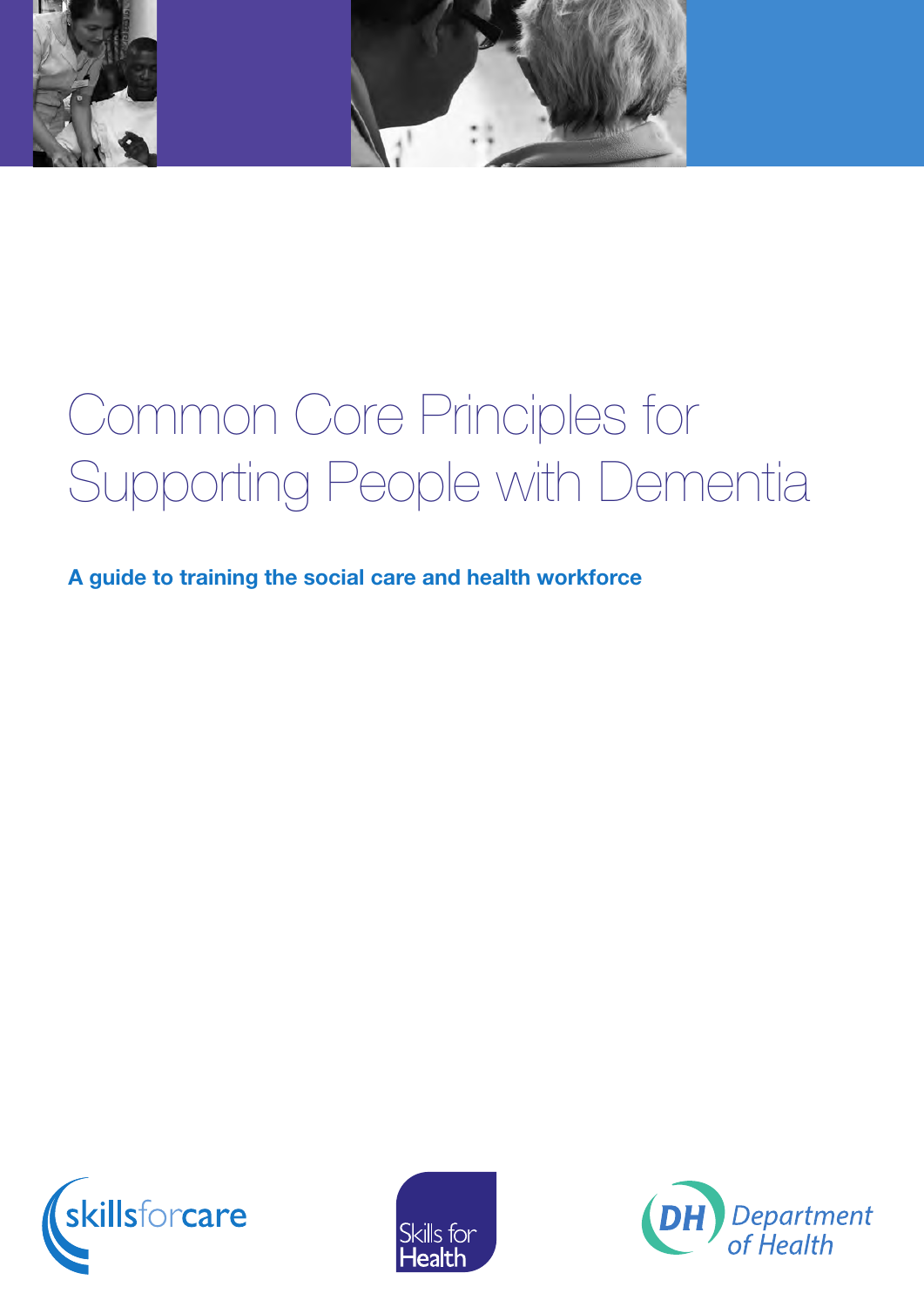# Common Core Principles for Supporting People with Dementia

**A guide to training the social care and health workforce**

skillsforcare

Skills for Health

DH Department of Health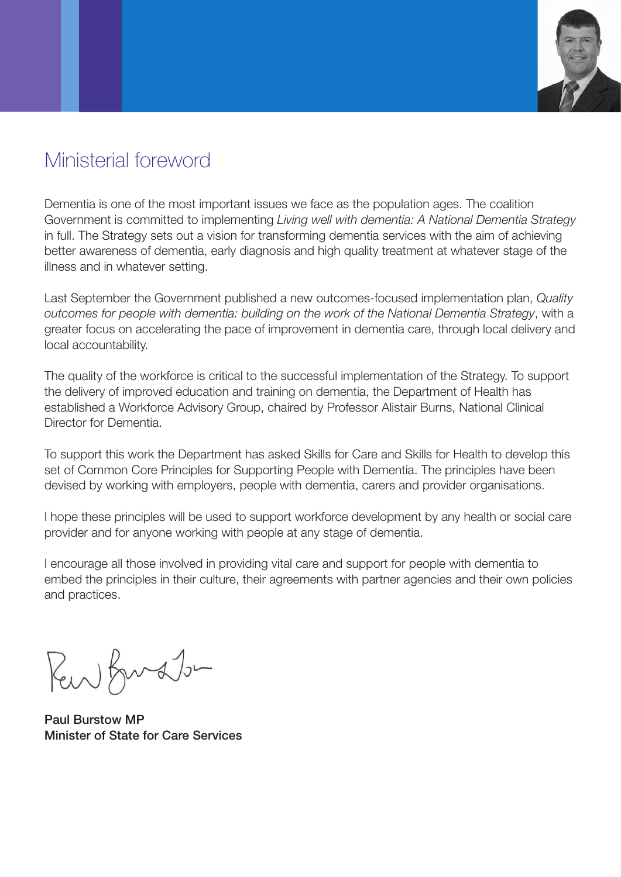# Ministerial foreword

Dementia is one of the most important issues we face as the population ages. The coalition Government is committed to implementing *Living well with dementia: A National Dementia Strategy* in full. The Strategy sets out a vision for transforming dementia services with the aim of achieving better awareness of dementia, early diagnosis and high quality treatment at whatever stage of the illness and in whatever setting.

Last September the Government published a new outcomes-focused implementation plan, *Quality outcomes for people with dementia: building on the work of the National Dementia Strategy*, with a greater focus on accelerating the pace of improvement in dementia care, through local delivery and local accountability.

The quality of the workforce is critical to the successful implementation of the Strategy. To support the delivery of improved education and training on dementia, the Department of Health has established a Workforce Advisory Group, chaired by Professor Alistair Burns, National Clinical Director for Dementia.

To support this work the Department has asked Skills for Care and Skills for Health to develop this set of Common Core Principles for Supporting People with Dementia. The principles have been devised by working with employers, people with dementia, carers and provider organisations.

I hope these principles will be used to support workforce development by any health or social care provider and for anyone working with people at any stage of dementia.

I encourage all those involved in providing vital care and support for people with dementia to embed the principles in their culture, their agreements with partner agencies and their own policies and practices.

**Paul Burstow MP**
**Minister of State for Care Services**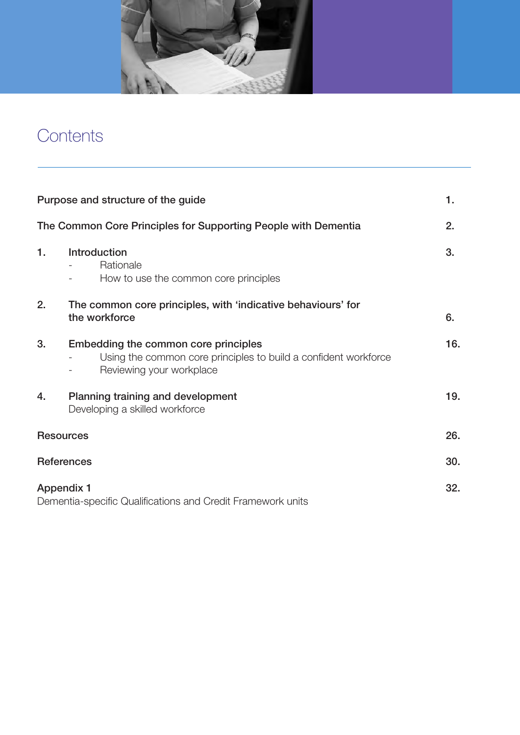# Contents

| | | |
|---|---|---|
| **Purpose and structure of the guide** | | **1.** |
| **The Common Core Principles for Supporting People with Dementia** | | **2.** |
| **1.** | **Introduction** | **3.** |
| | - Rationale | |
| | - How to use the common core principles | |
| **2.** | **The common core principles, with 'indicative behaviours' for the workforce** | **6.** |
| **3.** | **Embedding the common core principles** | **16.** |
| | - Using the common core principles to build a confident workforce | |
| | - Reviewing your workplace | |
| **4.** | **Planning training and development** | **19.** |
| | Developing a skilled workforce | |
| **Resources** | | **26.** |
| **References** | | **30.** |
| **Appendix 1** | | **32.** |
| Dementia-specific Qualifications and Credit Framework units | | |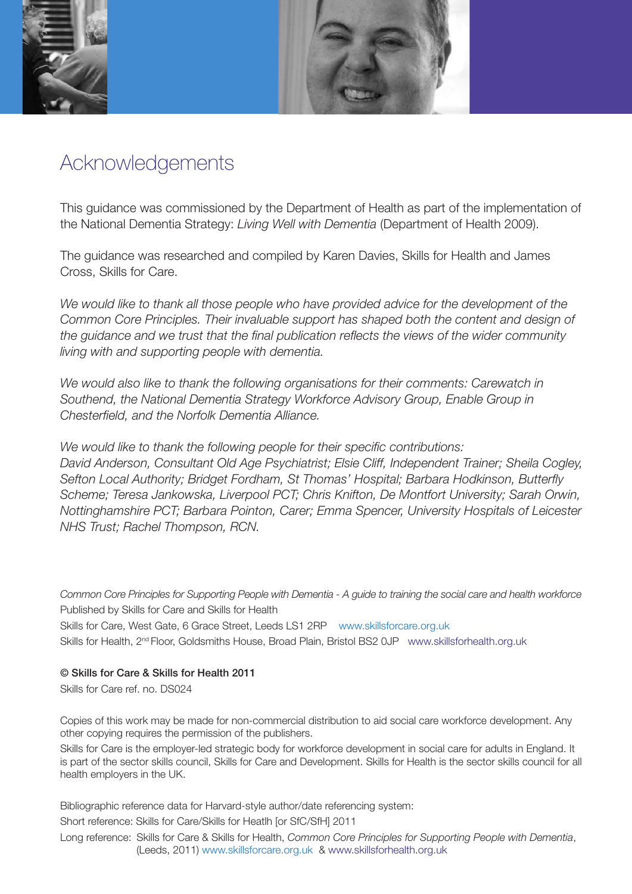# Acknowledgements

This guidance was commissioned by the Department of Health as part of the implementation of the National Dementia Strategy: *Living Well with Dementia* (Department of Health 2009).

The guidance was researched and compiled by Karen Davies, Skills for Health and James Cross, Skills for Care.

*We would like to thank all those people who have provided advice for the development of the Common Core Principles. Their invaluable support has shaped both the content and design of the guidance and we trust that the final publication reflects the views of the wider community living with and supporting people with dementia.*

*We would also like to thank the following organisations for their comments: Carewatch in Southend, the National Dementia Strategy Workforce Advisory Group, Enable Group in Chesterfield, and the Norfolk Dementia Alliance.*

*We would like to thank the following people for their specific contributions:*
*David Anderson, Consultant Old Age Psychiatrist; Elsie Cliff, Independent Trainer; Sheila Cogley, Sefton Local Authority; Bridget Fordham, St Thomas' Hospital; Barbara Hodkinson, Butterfly Scheme; Teresa Jankowska, Liverpool PCT; Chris Knifton, De Montfort University; Sarah Orwin, Nottinghamshire PCT; Barbara Pointon, Carer; Emma Spencer, University Hospitals of Leicester NHS Trust; Rachel Thompson, RCN.*

*Common Core Principles for Supporting People with Dementia - A guide to training the social care and health workforce*
Published by Skills for Care and Skills for Health
Skills for Care, West Gate, 6 Grace Street, Leeds LS1 2RP www.skillsforcare.org.uk
Skills for Health, 2nd Floor, Goldsmiths House, Broad Plain, Bristol BS2 0JP www.skillsforhealth.org.uk

**© Skills for Care & Skills for Health 2011**
Skills for Care ref. no. DS024

Copies of this work may be made for non-commercial distribution to aid social care workforce development. Any other copying requires the permission of the publishers.
Skills for Care is the employer-led strategic body for workforce development in social care for adults in England. It is part of the sector skills council, Skills for Care and Development. Skills for Health is the sector skills council for all health employers in the UK.

Bibliographic reference data for Harvard-style author/date referencing system:
Short reference: Skills for Care/Skills for Heatlh [or SfC/SfH] 2011
Long reference: Skills for Care & Skills for Health, *Common Core Principles for Supporting People with Dementia*, (Leeds, 2011) www.skillsforcare.org.uk & www.skillsforhealth.org.uk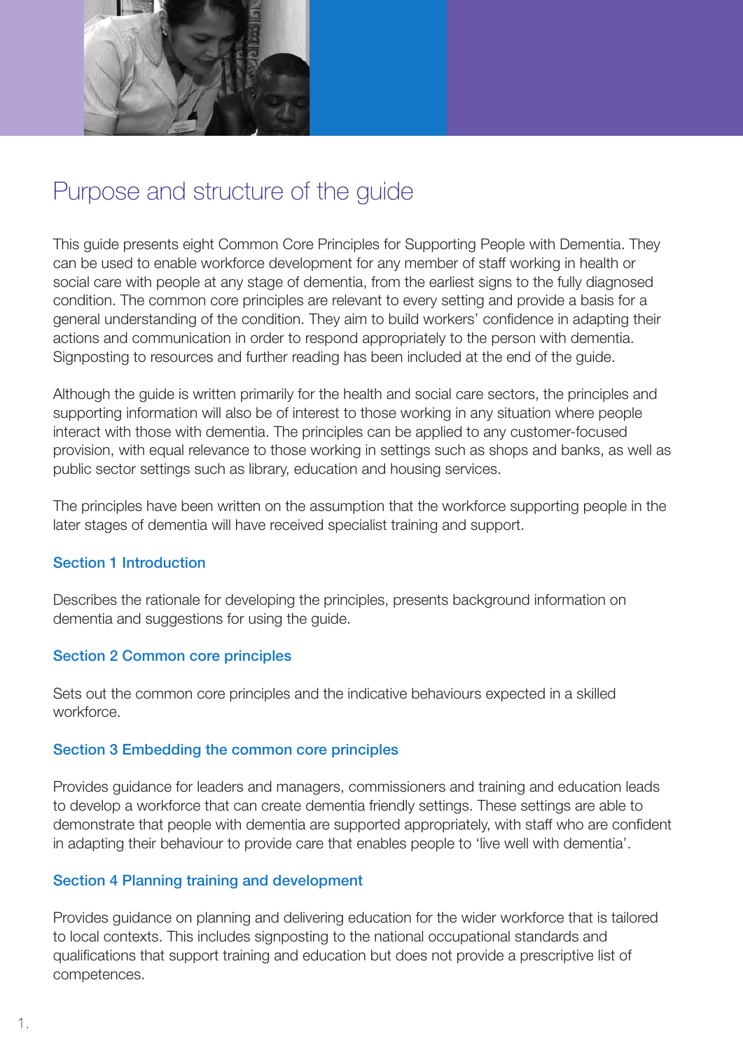# Purpose and structure of the guide

This guide presents eight Common Core Principles for Supporting People with Dementia. They can be used to enable workforce development for any member of staff working in health or social care with people at any stage of dementia, from the earliest signs to the fully diagnosed condition. The common core principles are relevant to every setting and provide a basis for a general understanding of the condition. They aim to build workers' confidence in adapting their actions and communication in order to respond appropriately to the person with dementia. Signposting to resources and further reading has been included at the end of the guide.

Although the guide is written primarily for the health and social care sectors, the principles and supporting information will also be of interest to those working in any situation where people interact with those with dementia. The principles can be applied to any customer-focused provision, with equal relevance to those working in settings such as shops and banks, as well as public sector settings such as library, education and housing services.

The principles have been written on the assumption that the workforce supporting people in the later stages of dementia will have received specialist training and support.

### Section 1 Introduction

Describes the rationale for developing the principles, presents background information on dementia and suggestions for using the guide.

### Section 2 Common core principles

Sets out the common core principles and the indicative behaviours expected in a skilled workforce.

### Section 3 Embedding the common core principles

Provides guidance for leaders and managers, commissioners and training and education leads to develop a workforce that can create dementia friendly settings. These settings are able to demonstrate that people with dementia are supported appropriately, with staff who are confident in adapting their behaviour to provide care that enables people to 'live well with dementia'.

### Section 4 Planning training and development

Provides guidance on planning and delivering education for the wider workforce that is tailored to local contexts. This includes signposting to the national occupational standards and qualifications that support training and education but does not provide a prescriptive list of competences.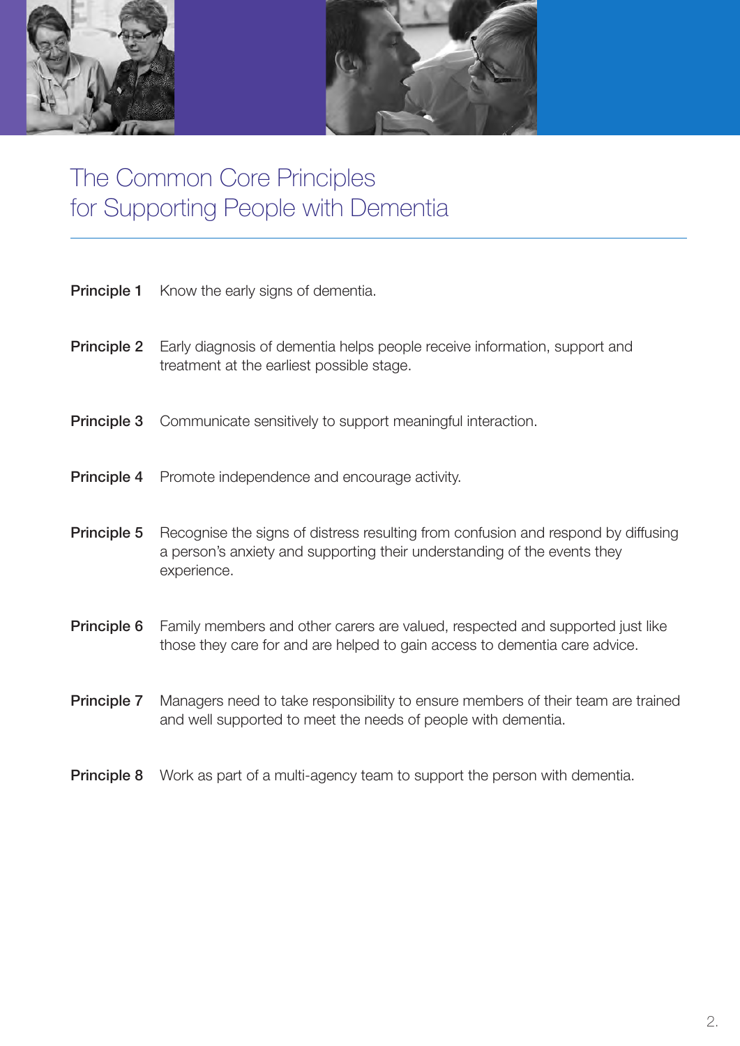# The Common Core Principles for Supporting People with Dementia

**Principle 1** Know the early signs of dementia.

**Principle 2** Early diagnosis of dementia helps people receive information, support and treatment at the earliest possible stage.

**Principle 3** Communicate sensitively to support meaningful interaction.

**Principle 4** Promote independence and encourage activity.

**Principle 5** Recognise the signs of distress resulting from confusion and respond by diffusing a person's anxiety and supporting their understanding of the events they experience.

**Principle 6** Family members and other carers are valued, respected and supported just like those they care for and are helped to gain access to dementia care advice.

**Principle 7** Managers need to take responsibility to ensure members of their team are trained and well supported to meet the needs of people with dementia.

**Principle 8** Work as part of a multi-agency team to support the person with dementia.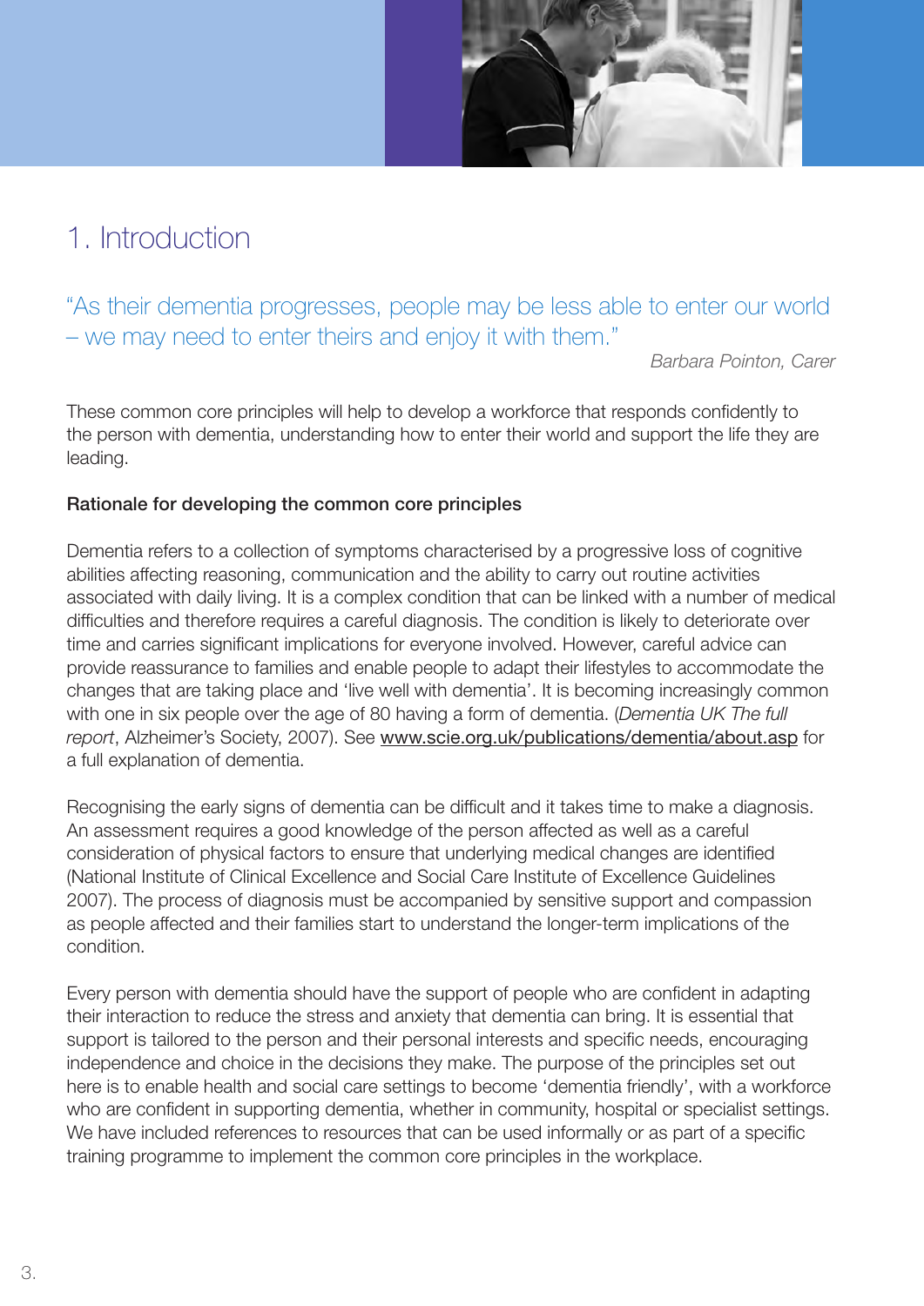# 1. Introduction

"As their dementia progresses, people may be less able to enter our world – we may need to enter theirs and enjoy it with them."

*Barbara Pointon, Carer*

These common core principles will help to develop a workforce that responds confidently to the person with dementia, understanding how to enter their world and support the life they are leading.

**Rationale for developing the common core principles**

Dementia refers to a collection of symptoms characterised by a progressive loss of cognitive abilities affecting reasoning, communication and the ability to carry out routine activities associated with daily living. It is a complex condition that can be linked with a number of medical difficulties and therefore requires a careful diagnosis. The condition is likely to deteriorate over time and carries significant implications for everyone involved. However, careful advice can provide reassurance to families and enable people to adapt their lifestyles to accommodate the changes that are taking place and 'live well with dementia'. It is becoming increasingly common with one in six people over the age of 80 having a form of dementia. (*Dementia UK The full report*, Alzheimer's Society, 2007). See www.scie.org.uk/publications/dementia/about.asp for a full explanation of dementia.

Recognising the early signs of dementia can be difficult and it takes time to make a diagnosis. An assessment requires a good knowledge of the person affected as well as a careful consideration of physical factors to ensure that underlying medical changes are identified (National Institute of Clinical Excellence and Social Care Institute of Excellence Guidelines 2007). The process of diagnosis must be accompanied by sensitive support and compassion as people affected and their families start to understand the longer-term implications of the condition.

Every person with dementia should have the support of people who are confident in adapting their interaction to reduce the stress and anxiety that dementia can bring. It is essential that support is tailored to the person and their personal interests and specific needs, encouraging independence and choice in the decisions they make. The purpose of the principles set out here is to enable health and social care settings to become 'dementia friendly', with a workforce who are confident in supporting dementia, whether in community, hospital or specialist settings. We have included references to resources that can be used informally or as part of a specific training programme to implement the common core principles in the workplace.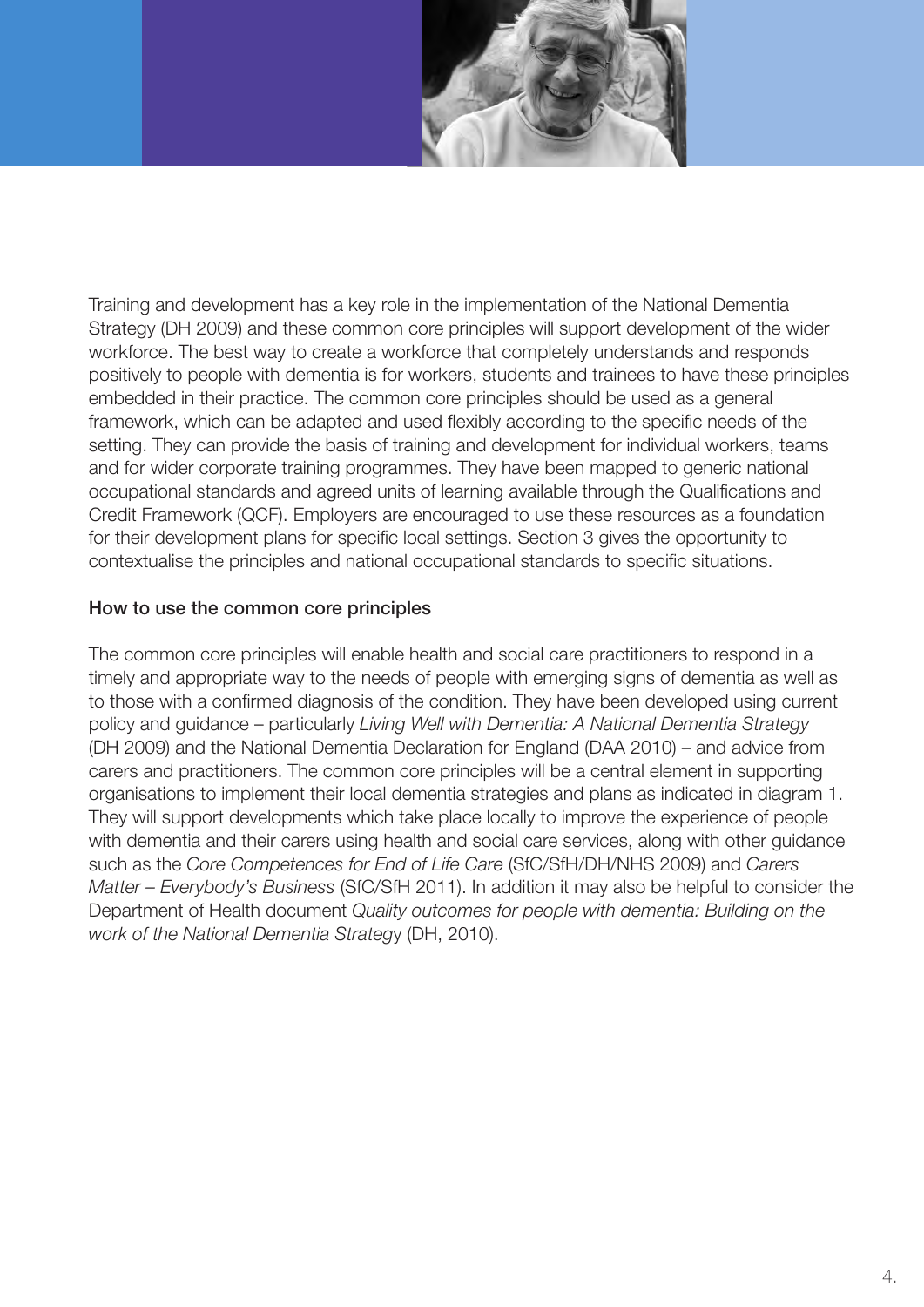Training and development has a key role in the implementation of the National Dementia Strategy (DH 2009) and these common core principles will support development of the wider workforce. The best way to create a workforce that completely understands and responds positively to people with dementia is for workers, students and trainees to have these principles embedded in their practice. The common core principles should be used as a general framework, which can be adapted and used flexibly according to the specific needs of the setting. They can provide the basis of training and development for individual workers, teams and for wider corporate training programmes. They have been mapped to generic national occupational standards and agreed units of learning available through the Qualifications and Credit Framework (QCF). Employers are encouraged to use these resources as a foundation for their development plans for specific local settings. Section 3 gives the opportunity to contextualise the principles and national occupational standards to specific situations.

**How to use the common core principles**

The common core principles will enable health and social care practitioners to respond in a timely and appropriate way to the needs of people with emerging signs of dementia as well as to those with a confirmed diagnosis of the condition. They have been developed using current policy and guidance – particularly *Living Well with Dementia: A National Dementia Strategy* (DH 2009) and the National Dementia Declaration for England (DAA 2010) – and advice from carers and practitioners. The common core principles will be a central element in supporting organisations to implement their local dementia strategies and plans as indicated in diagram 1. They will support developments which take place locally to improve the experience of people with dementia and their carers using health and social care services, along with other guidance such as the *Core Competences for End of Life Care* (SfC/SfH/DH/NHS 2009) and *Carers Matter – Everybody's Business* (SfC/SfH 2011). In addition it may also be helpful to consider the Department of Health document *Quality outcomes for people with dementia: Building on the work of the National Dementia Strategy* (DH, 2010).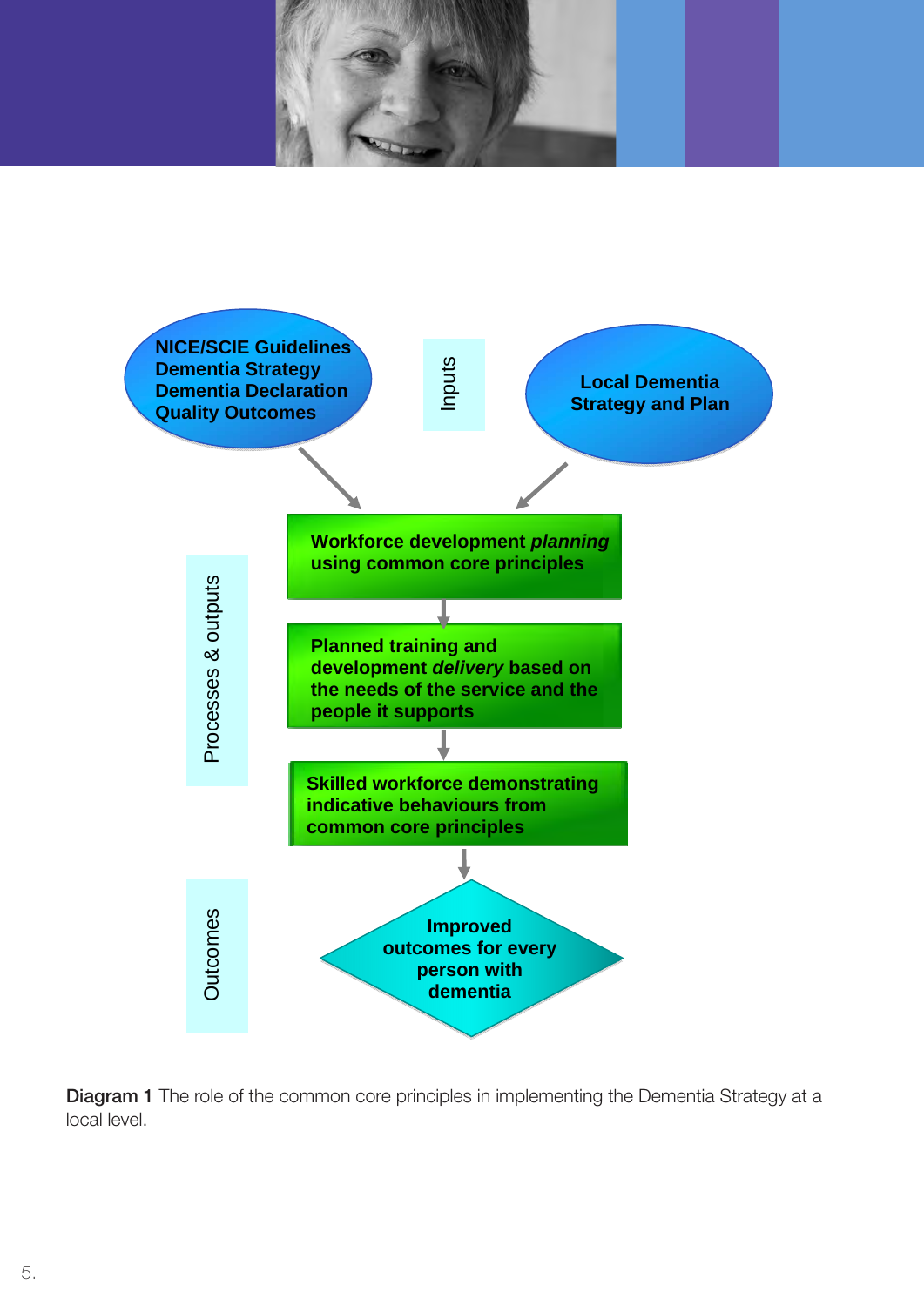NICE/SCIE Guidelines
Dementia Strategy
Dementia Declaration
Quality Outcomes

Inputs

Local Dementia Strategy and Plan

Processes & outputs

Workforce development *planning* using common core principles

Planned training and development *delivery* based on the needs of the service and the people it supports

Skilled workforce demonstrating indicative behaviours from common core principles

Outcomes

Improved outcomes for every person with dementia

**Diagram 1** The role of the common core principles in implementing the Dementia Strategy at a local level.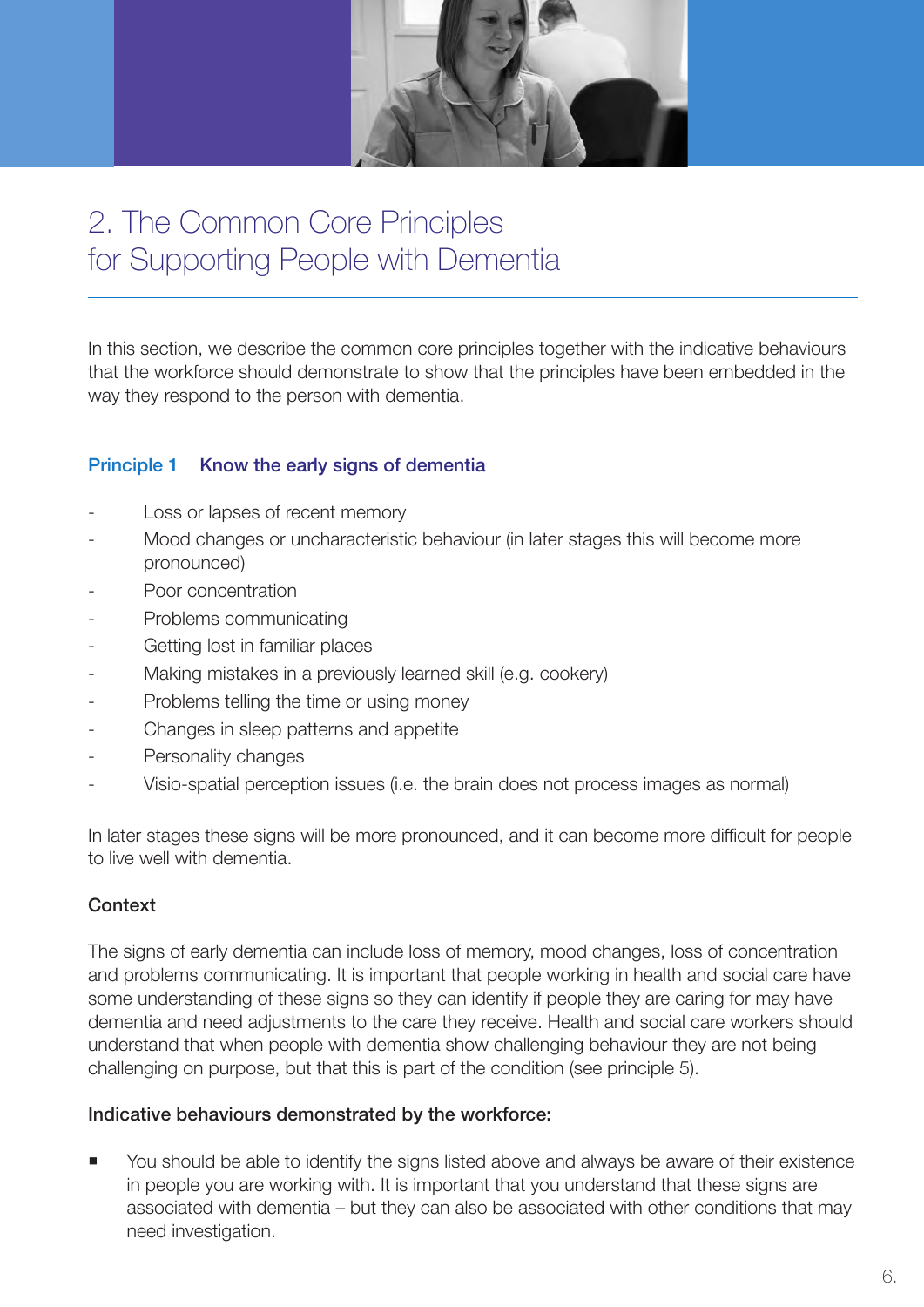# 2. The Common Core Principles for Supporting People with Dementia

In this section, we describe the common core principles together with the indicative behaviours that the workforce should demonstrate to show that the principles have been embedded in the way they respond to the person with dementia.

## Principle 1 Know the early signs of dementia

- Loss or lapses of recent memory
- Mood changes or uncharacteristic behaviour (in later stages this will become more pronounced)
- Poor concentration
- Problems communicating
- Getting lost in familiar places
- Making mistakes in a previously learned skill (e.g. cookery)
- Problems telling the time or using money
- Changes in sleep patterns and appetite
- Personality changes
- Visio-spatial perception issues (i.e. the brain does not process images as normal)

In later stages these signs will be more pronounced, and it can become more difficult for people to live well with dementia.

### Context

The signs of early dementia can include loss of memory, mood changes, loss of concentration and problems communicating. It is important that people working in health and social care have some understanding of these signs so they can identify if people they are caring for may have dementia and need adjustments to the care they receive. Health and social care workers should understand that when people with dementia show challenging behaviour they are not being challenging on purpose, but that this is part of the condition (see principle 5).

### Indicative behaviours demonstrated by the workforce:

- You should be able to identify the signs listed above and always be aware of their existence in people you are working with. It is important that you understand that these signs are associated with dementia – but they can also be associated with other conditions that may need investigation.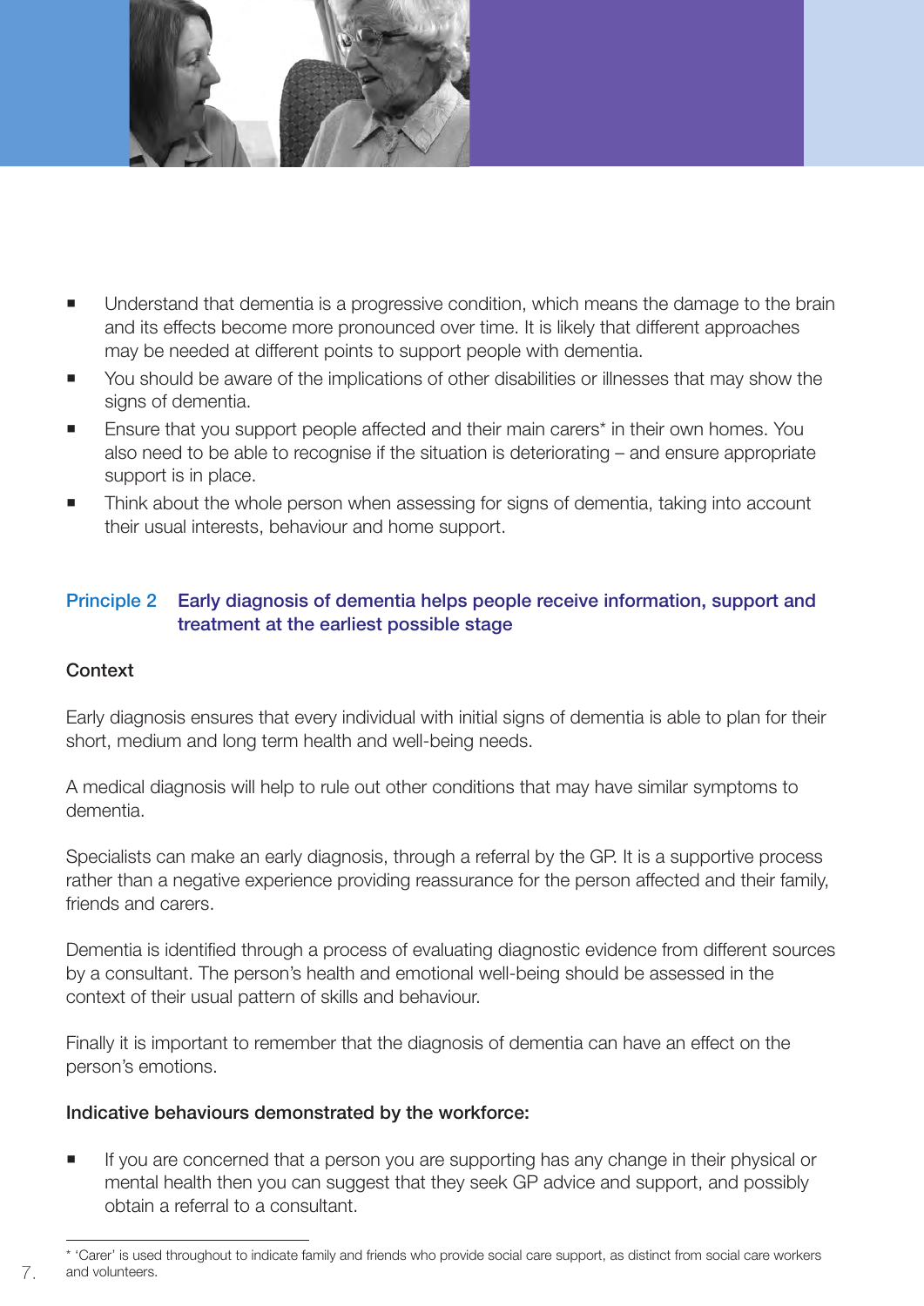- Understand that dementia is a progressive condition, which means the damage to the brain and its effects become more pronounced over time. It is likely that different approaches may be needed at different points to support people with dementia.
- You should be aware of the implications of other disabilities or illnesses that may show the signs of dementia.
- Ensure that you support people affected and their main carers* in their own homes. You also need to be able to recognise if the situation is deteriorating – and ensure appropriate support is in place.
- Think about the whole person when assessing for signs of dementia, taking into account their usual interests, behaviour and home support.

## Principle 2 Early diagnosis of dementia helps people receive information, support and treatment at the earliest possible stage

**Context**

Early diagnosis ensures that every individual with initial signs of dementia is able to plan for their short, medium and long term health and well-being needs.

A medical diagnosis will help to rule out other conditions that may have similar symptoms to dementia.

Specialists can make an early diagnosis, through a referral by the GP. It is a supportive process rather than a negative experience providing reassurance for the person affected and their family, friends and carers.

Dementia is identified through a process of evaluating diagnostic evidence from different sources by a consultant. The person's health and emotional well-being should be assessed in the context of their usual pattern of skills and behaviour.

Finally it is important to remember that the diagnosis of dementia can have an effect on the person's emotions.

**Indicative behaviours demonstrated by the workforce:**

- If you are concerned that a person you are supporting has any change in their physical or mental health then you can suggest that they seek GP advice and support, and possibly obtain a referral to a consultant.

* 'Carer' is used throughout to indicate family and friends who provide social care support, as distinct from social care workers and volunteers.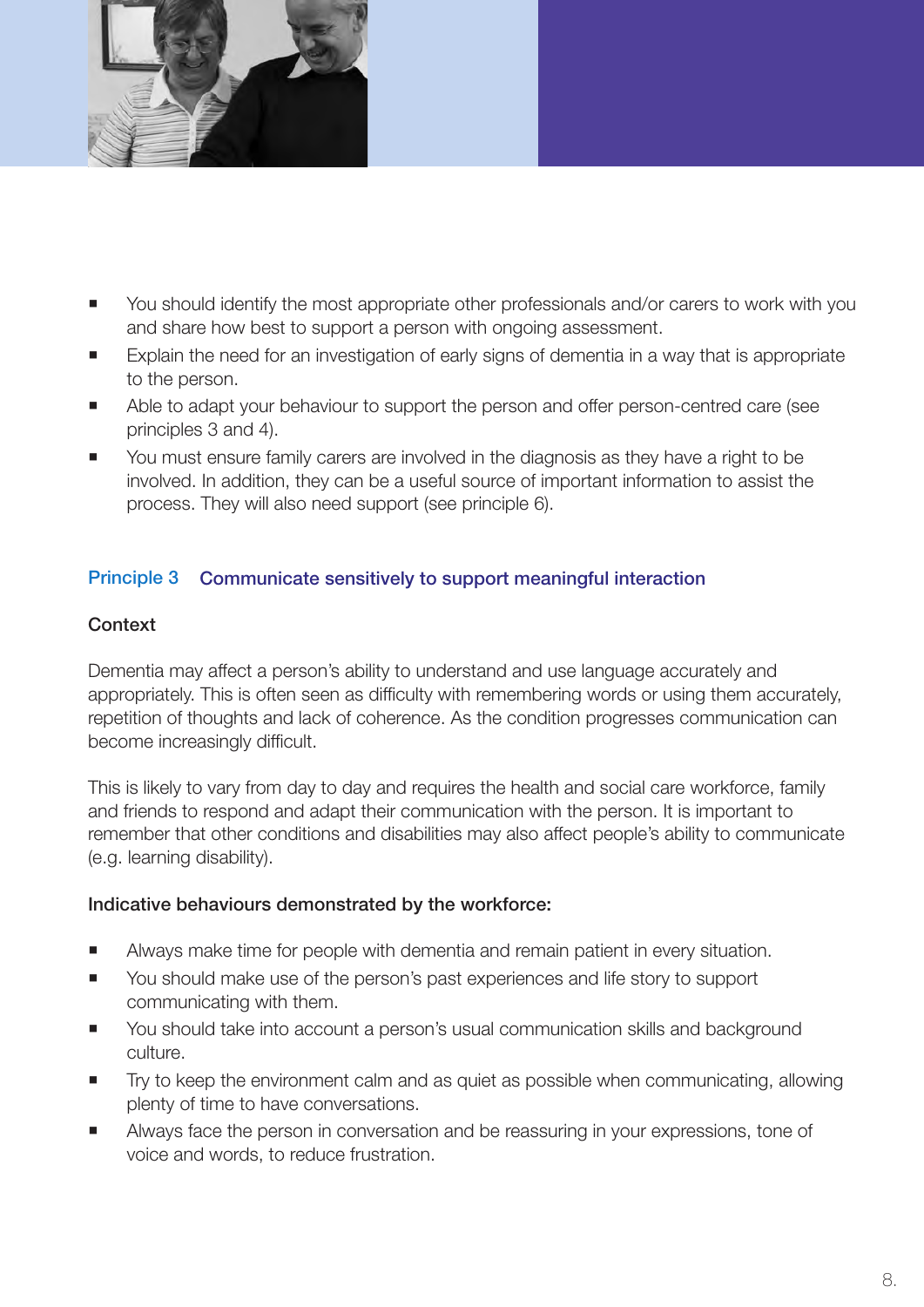- You should identify the most appropriate other professionals and/or carers to work with you and share how best to support a person with ongoing assessment.
- Explain the need for an investigation of early signs of dementia in a way that is appropriate to the person.
- Able to adapt your behaviour to support the person and offer person-centred care (see principles 3 and 4).
- You must ensure family carers are involved in the diagnosis as they have a right to be involved. In addition, they can be a useful source of important information to assist the process. They will also need support (see principle 6).

## Principle 3 Communicate sensitively to support meaningful interaction

### Context

Dementia may affect a person's ability to understand and use language accurately and appropriately. This is often seen as difficulty with remembering words or using them accurately, repetition of thoughts and lack of coherence. As the condition progresses communication can become increasingly difficult.

This is likely to vary from day to day and requires the health and social care workforce, family and friends to respond and adapt their communication with the person. It is important to remember that other conditions and disabilities may also affect people's ability to communicate (e.g. learning disability).

### Indicative behaviours demonstrated by the workforce:

- Always make time for people with dementia and remain patient in every situation.
- You should make use of the person's past experiences and life story to support communicating with them.
- You should take into account a person's usual communication skills and background culture.
- Try to keep the environment calm and as quiet as possible when communicating, allowing plenty of time to have conversations.
- Always face the person in conversation and be reassuring in your expressions, tone of voice and words, to reduce frustration.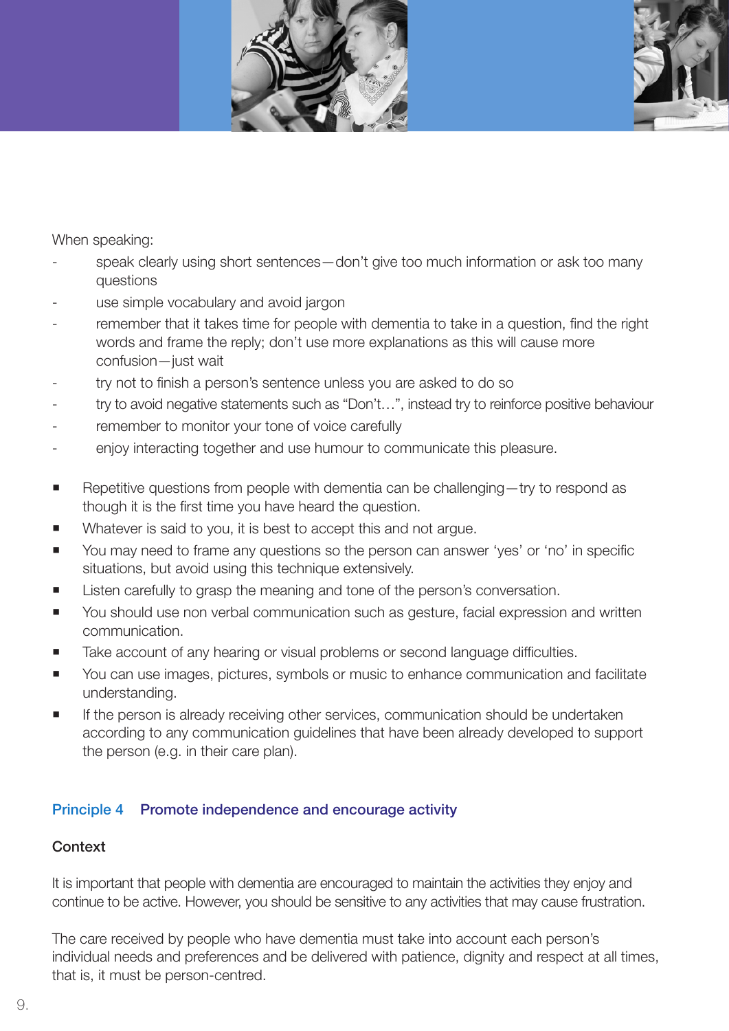When speaking:

- speak clearly using short sentences—don't give too much information or ask too many questions
- use simple vocabulary and avoid jargon
- remember that it takes time for people with dementia to take in a question, find the right words and frame the reply; don't use more explanations as this will cause more confusion—just wait
- try not to finish a person's sentence unless you are asked to do so
- try to avoid negative statements such as "Don't…", instead try to reinforce positive behaviour
- remember to monitor your tone of voice carefully
- enjoy interacting together and use humour to communicate this pleasure.

- Repetitive questions from people with dementia can be challenging—try to respond as though it is the first time you have heard the question.
- Whatever is said to you, it is best to accept this and not argue.
- You may need to frame any questions so the person can answer 'yes' or 'no' in specific situations, but avoid using this technique extensively.
- Listen carefully to grasp the meaning and tone of the person's conversation.
- You should use non verbal communication such as gesture, facial expression and written communication.
- Take account of any hearing or visual problems or second language difficulties.
- You can use images, pictures, symbols or music to enhance communication and facilitate understanding.
- If the person is already receiving other services, communication should be undertaken according to any communication guidelines that have been already developed to support the person (e.g. in their care plan).

## Principle 4 Promote independence and encourage activity

### Context

It is important that people with dementia are encouraged to maintain the activities they enjoy and continue to be active. However, you should be sensitive to any activities that may cause frustration.

The care received by people who have dementia must take into account each person's individual needs and preferences and be delivered with patience, dignity and respect at all times, that is, it must be person-centred.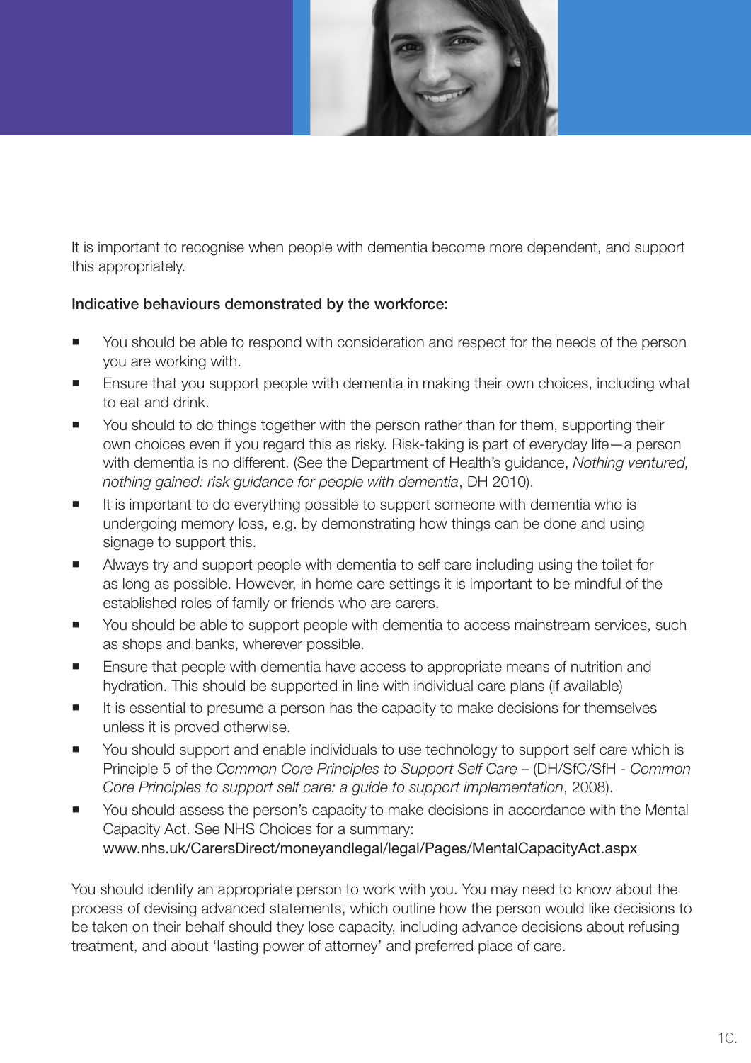It is important to recognise when people with dementia become more dependent, and support this appropriately.

**Indicative behaviours demonstrated by the workforce:**

- You should be able to respond with consideration and respect for the needs of the person you are working with.
- Ensure that you support people with dementia in making their own choices, including what to eat and drink.
- You should to do things together with the person rather than for them, supporting their own choices even if you regard this as risky. Risk-taking is part of everyday life—a person with dementia is no different. (See the Department of Health's guidance, *Nothing ventured, nothing gained: risk guidance for people with dementia*, DH 2010).
- It is important to do everything possible to support someone with dementia who is undergoing memory loss, e.g. by demonstrating how things can be done and using signage to support this.
- Always try and support people with dementia to self care including using the toilet for as long as possible. However, in home care settings it is important to be mindful of the established roles of family or friends who are carers.
- You should be able to support people with dementia to access mainstream services, such as shops and banks, wherever possible.
- Ensure that people with dementia have access to appropriate means of nutrition and hydration. This should be supported in line with individual care plans (if available)
- It is essential to presume a person has the capacity to make decisions for themselves unless it is proved otherwise.
- You should support and enable individuals to use technology to support self care which is Principle 5 of the *Common Core Principles to Support Self Care* – (DH/SfC/SfH - *Common Core Principles to support self care: a guide to support implementation*, 2008).
- You should assess the person's capacity to make decisions in accordance with the Mental Capacity Act. See NHS Choices for a summary: www.nhs.uk/CarersDirect/moneyandlegal/legal/Pages/MentalCapacityAct.aspx

You should identify an appropriate person to work with you. You may need to know about the process of devising advanced statements, which outline how the person would like decisions to be taken on their behalf should they lose capacity, including advance decisions about refusing treatment, and about 'lasting power of attorney' and preferred place of care.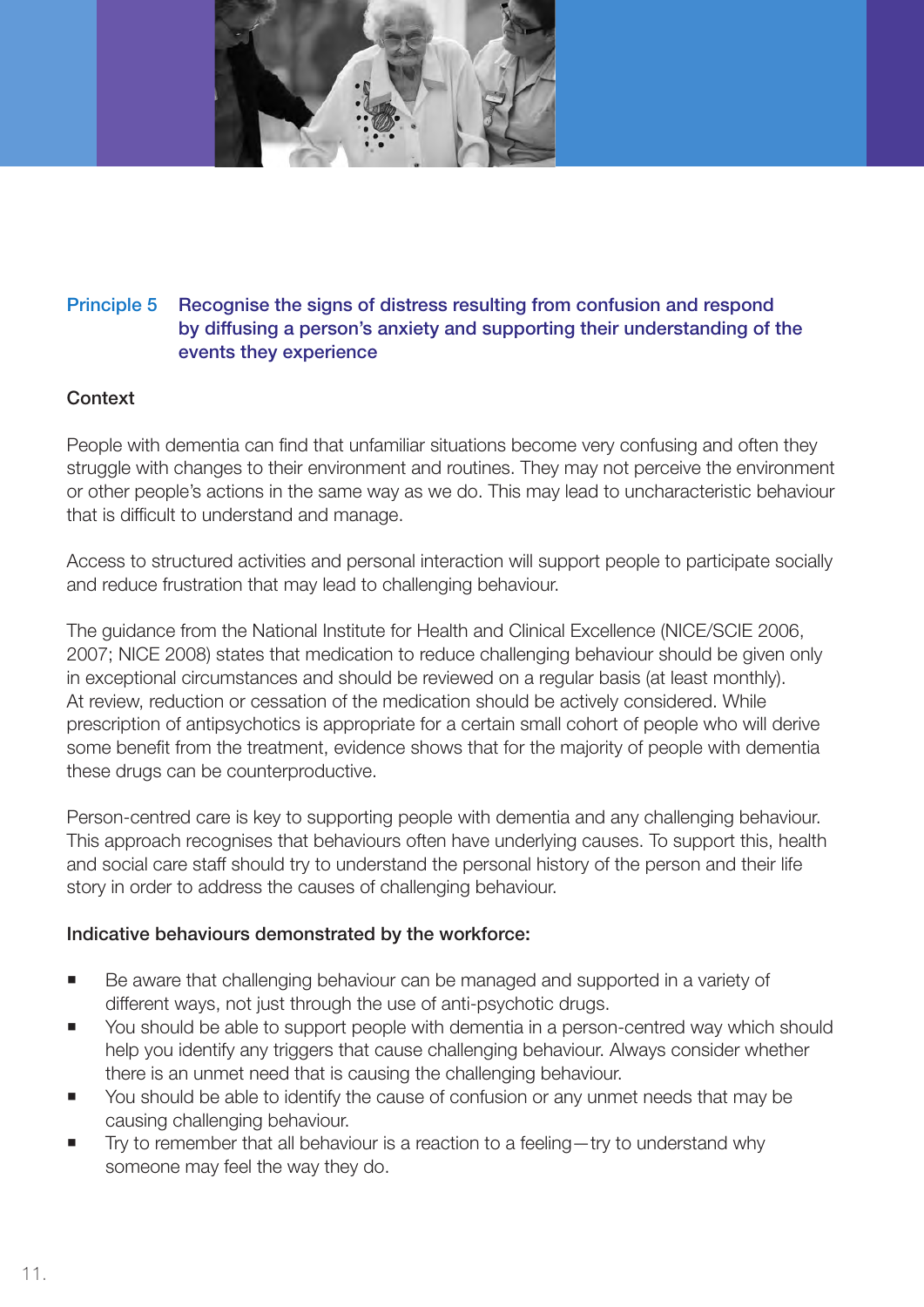## Principle 5 Recognise the signs of distress resulting from confusion and respond by diffusing a person's anxiety and supporting their understanding of the events they experience

### Context

People with dementia can find that unfamiliar situations become very confusing and often they struggle with changes to their environment and routines. They may not perceive the environment or other people's actions in the same way as we do. This may lead to uncharacteristic behaviour that is difficult to understand and manage.

Access to structured activities and personal interaction will support people to participate socially and reduce frustration that may lead to challenging behaviour.

The guidance from the National Institute for Health and Clinical Excellence (NICE/SCIE 2006, 2007; NICE 2008) states that medication to reduce challenging behaviour should be given only in exceptional circumstances and should be reviewed on a regular basis (at least monthly). At review, reduction or cessation of the medication should be actively considered. While prescription of antipsychotics is appropriate for a certain small cohort of people who will derive some benefit from the treatment, evidence shows that for the majority of people with dementia these drugs can be counterproductive.

Person-centred care is key to supporting people with dementia and any challenging behaviour. This approach recognises that behaviours often have underlying causes. To support this, health and social care staff should try to understand the personal history of the person and their life story in order to address the causes of challenging behaviour.

### Indicative behaviours demonstrated by the workforce:

- Be aware that challenging behaviour can be managed and supported in a variety of different ways, not just through the use of anti-psychotic drugs.
- You should be able to support people with dementia in a person-centred way which should help you identify any triggers that cause challenging behaviour. Always consider whether there is an unmet need that is causing the challenging behaviour.
- You should be able to identify the cause of confusion or any unmet needs that may be causing challenging behaviour.
- Try to remember that all behaviour is a reaction to a feeling—try to understand why someone may feel the way they do.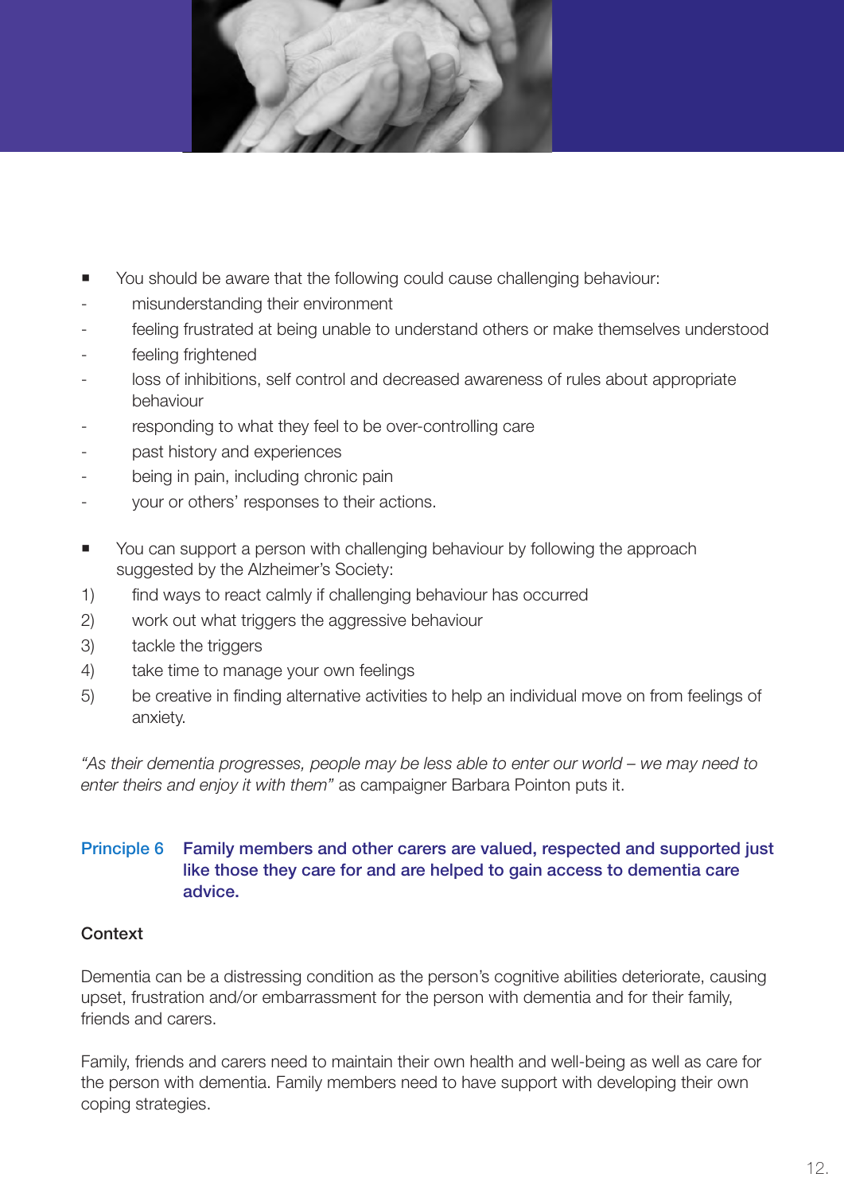- You should be aware that the following could cause challenging behaviour:
  - misunderstanding their environment
  - feeling frustrated at being unable to understand others or make themselves understood
  - feeling frightened
  - loss of inhibitions, self control and decreased awareness of rules about appropriate behaviour
  - responding to what they feel to be over-controlling care
  - past history and experiences
  - being in pain, including chronic pain
  - your or others' responses to their actions.

- You can support a person with challenging behaviour by following the approach suggested by the Alzheimer's Society:
  1) find ways to react calmly if challenging behaviour has occurred
  2) work out what triggers the aggressive behaviour
  3) tackle the triggers
  4) take time to manage your own feelings
  5) be creative in finding alternative activities to help an individual move on from feelings of anxiety.

*"As their dementia progresses, people may be less able to enter our world – we may need to enter theirs and enjoy it with them"* as campaigner Barbara Pointon puts it.

## Principle 6 Family members and other carers are valued, respected and supported just like those they care for and are helped to gain access to dementia care advice.

### Context

Dementia can be a distressing condition as the person's cognitive abilities deteriorate, causing upset, frustration and/or embarrassment for the person with dementia and for their family, friends and carers.

Family, friends and carers need to maintain their own health and well-being as well as care for the person with dementia. Family members need to have support with developing their own coping strategies.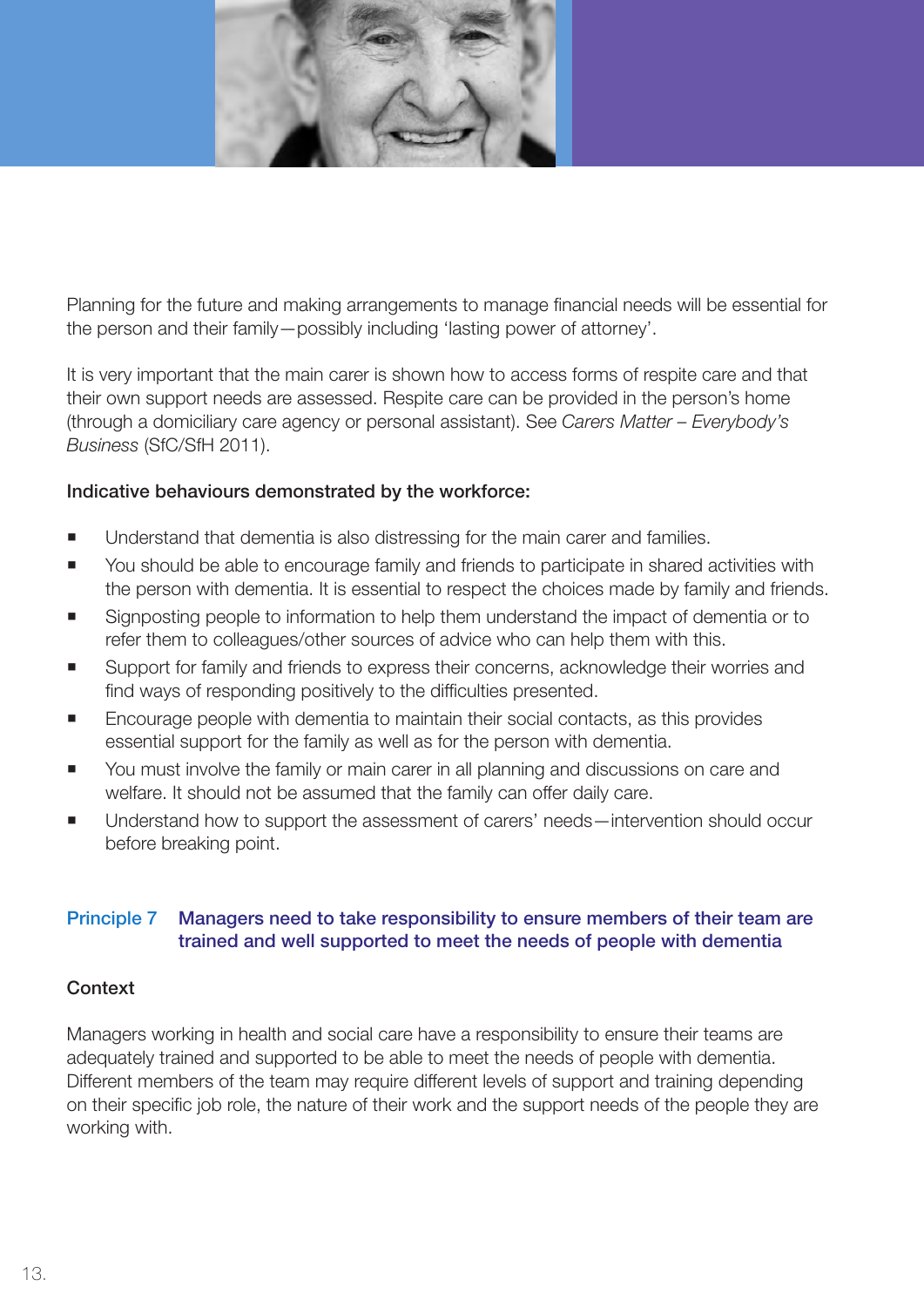Planning for the future and making arrangements to manage financial needs will be essential for the person and their family—possibly including 'lasting power of attorney'.

It is very important that the main carer is shown how to access forms of respite care and that their own support needs are assessed. Respite care can be provided in the person's home (through a domiciliary care agency or personal assistant). See *Carers Matter – Everybody's Business* (SfC/SfH 2011).

**Indicative behaviours demonstrated by the workforce:**

- Understand that dementia is also distressing for the main carer and families.
- You should be able to encourage family and friends to participate in shared activities with the person with dementia. It is essential to respect the choices made by family and friends.
- Signposting people to information to help them understand the impact of dementia or to refer them to colleagues/other sources of advice who can help them with this.
- Support for family and friends to express their concerns, acknowledge their worries and find ways of responding positively to the difficulties presented.
- Encourage people with dementia to maintain their social contacts, as this provides essential support for the family as well as for the person with dementia.
- You must involve the family or main carer in all planning and discussions on care and welfare. It should not be assumed that the family can offer daily care.
- Understand how to support the assessment of carers' needs—intervention should occur before breaking point.

## Principle 7 Managers need to take responsibility to ensure members of their team are trained and well supported to meet the needs of people with dementia

### Context

Managers working in health and social care have a responsibility to ensure their teams are adequately trained and supported to be able to meet the needs of people with dementia. Different members of the team may require different levels of support and training depending on their specific job role, the nature of their work and the support needs of the people they are working with.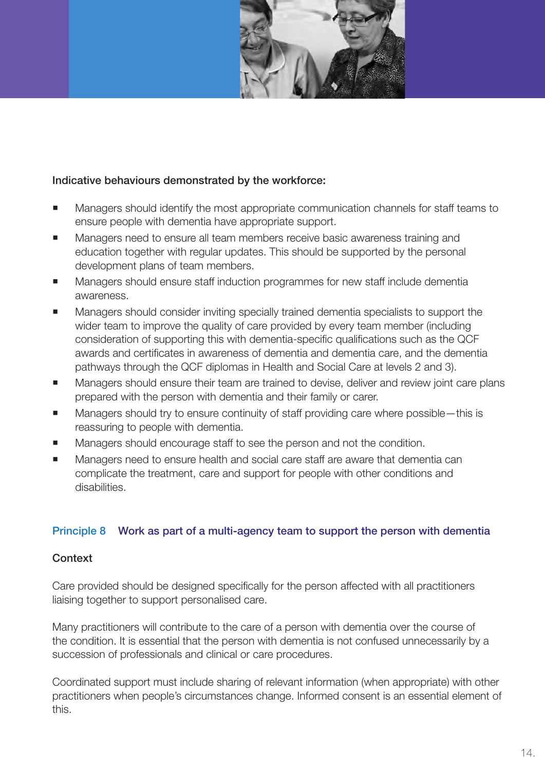**Indicative behaviours demonstrated by the workforce:**

- Managers should identify the most appropriate communication channels for staff teams to ensure people with dementia have appropriate support.
- Managers need to ensure all team members receive basic awareness training and education together with regular updates. This should be supported by the personal development plans of team members.
- Managers should ensure staff induction programmes for new staff include dementia awareness.
- Managers should consider inviting specially trained dementia specialists to support the wider team to improve the quality of care provided by every team member (including consideration of supporting this with dementia-specific qualifications such as the QCF awards and certificates in awareness of dementia and dementia care, and the dementia pathways through the QCF diplomas in Health and Social Care at levels 2 and 3).
- Managers should ensure their team are trained to devise, deliver and review joint care plans prepared with the person with dementia and their family or carer.
- Managers should try to ensure continuity of staff providing care where possible—this is reassuring to people with dementia.
- Managers should encourage staff to see the person and not the condition.
- Managers need to ensure health and social care staff are aware that dementia can complicate the treatment, care and support for people with other conditions and disabilities.

## Principle 8 Work as part of a multi-agency team to support the person with dementia

**Context**

Care provided should be designed specifically for the person affected with all practitioners liaising together to support personalised care.

Many practitioners will contribute to the care of a person with dementia over the course of the condition. It is essential that the person with dementia is not confused unnecessarily by a succession of professionals and clinical or care procedures.

Coordinated support must include sharing of relevant information (when appropriate) with other practitioners when people's circumstances change. Informed consent is an essential element of this.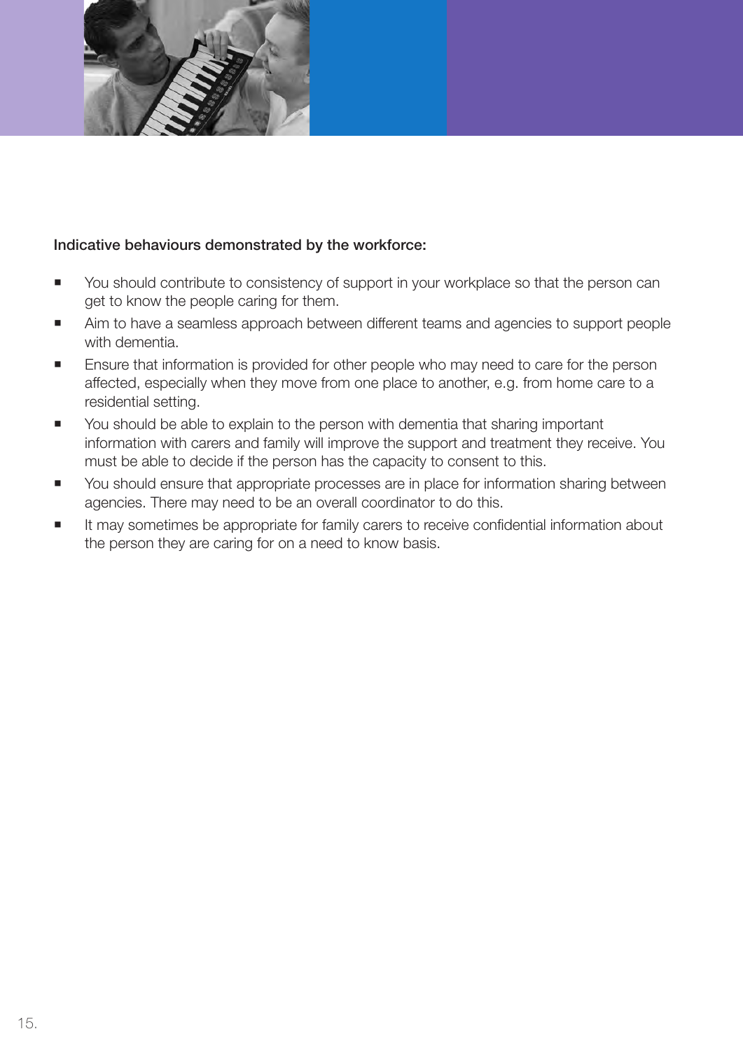**Indicative behaviours demonstrated by the workforce:**

- You should contribute to consistency of support in your workplace so that the person can get to know the people caring for them.
- Aim to have a seamless approach between different teams and agencies to support people with dementia.
- Ensure that information is provided for other people who may need to care for the person affected, especially when they move from one place to another, e.g. from home care to a residential setting.
- You should be able to explain to the person with dementia that sharing important information with carers and family will improve the support and treatment they receive. You must be able to decide if the person has the capacity to consent to this.
- You should ensure that appropriate processes are in place for information sharing between agencies. There may need to be an overall coordinator to do this.
- It may sometimes be appropriate for family carers to receive confidential information about the person they are caring for on a need to know basis.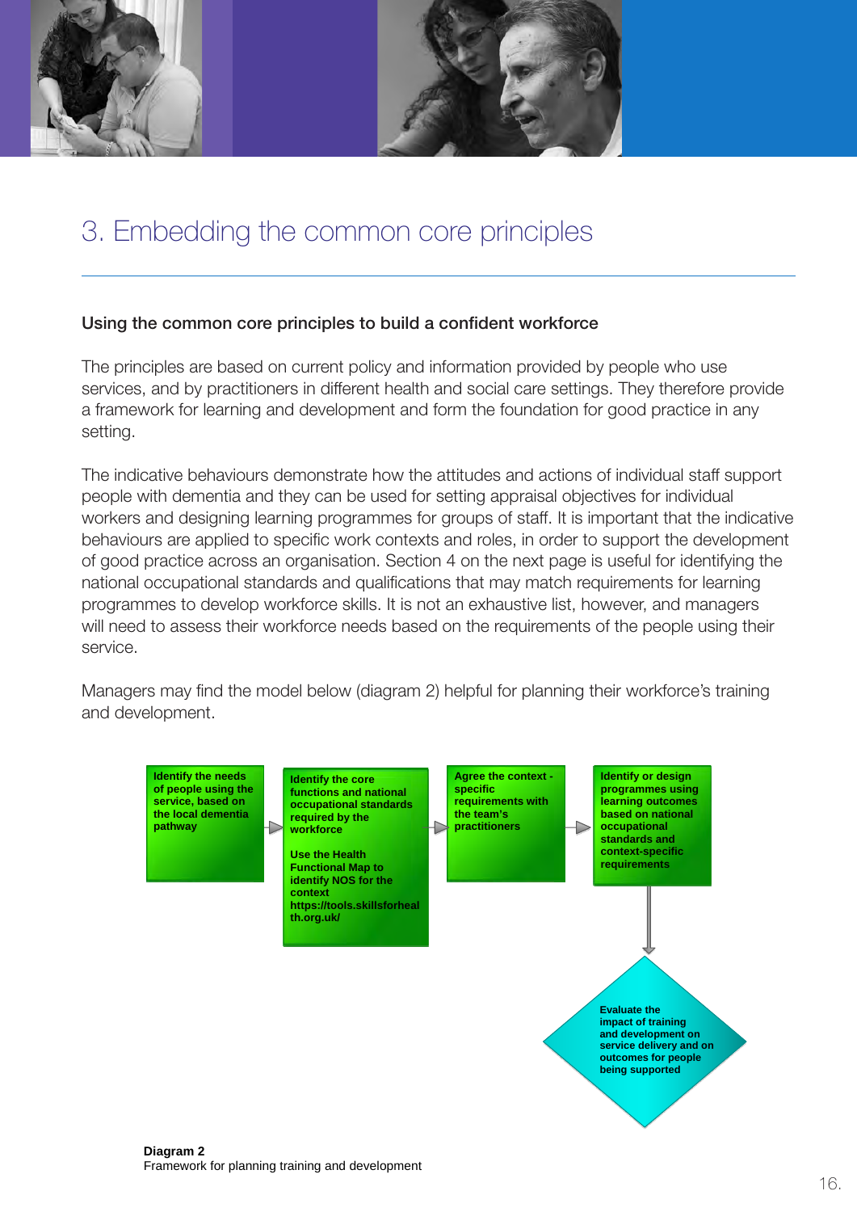# 3. Embedding the common core principles

## Using the common core principles to build a confident workforce

The principles are based on current policy and information provided by people who use services, and by practitioners in different health and social care settings. They therefore provide a framework for learning and development and form the foundation for good practice in any setting.

The indicative behaviours demonstrate how the attitudes and actions of individual staff support people with dementia and they can be used for setting appraisal objectives for individual workers and designing learning programmes for groups of staff. It is important that the indicative behaviours are applied to specific work contexts and roles, in order to support the development of good practice across an organisation. Section 4 on the next page is useful for identifying the national occupational standards and qualifications that may match requirements for learning programmes to develop workforce skills. It is not an exhaustive list, however, and managers will need to assess their workforce needs based on the requirements of the people using their service.

Managers may find the model below (diagram 2) helpful for planning their workforce's training and development.

Identify the needs of people using the service, based on the local dementia pathway

Identify the core functions and national occupational standards required by the workforce

Use the Health Functional Map to identify NOS for the context https://tools.skillsforhealth.org.uk/

Agree the context - specific requirements with the team's practitioners

Identify or design programmes using learning outcomes based on national occupational standards and context-specific requirements

Evaluate the impact of training and development on service delivery and on outcomes for people being supported

**Diagram 2**
Framework for planning training and development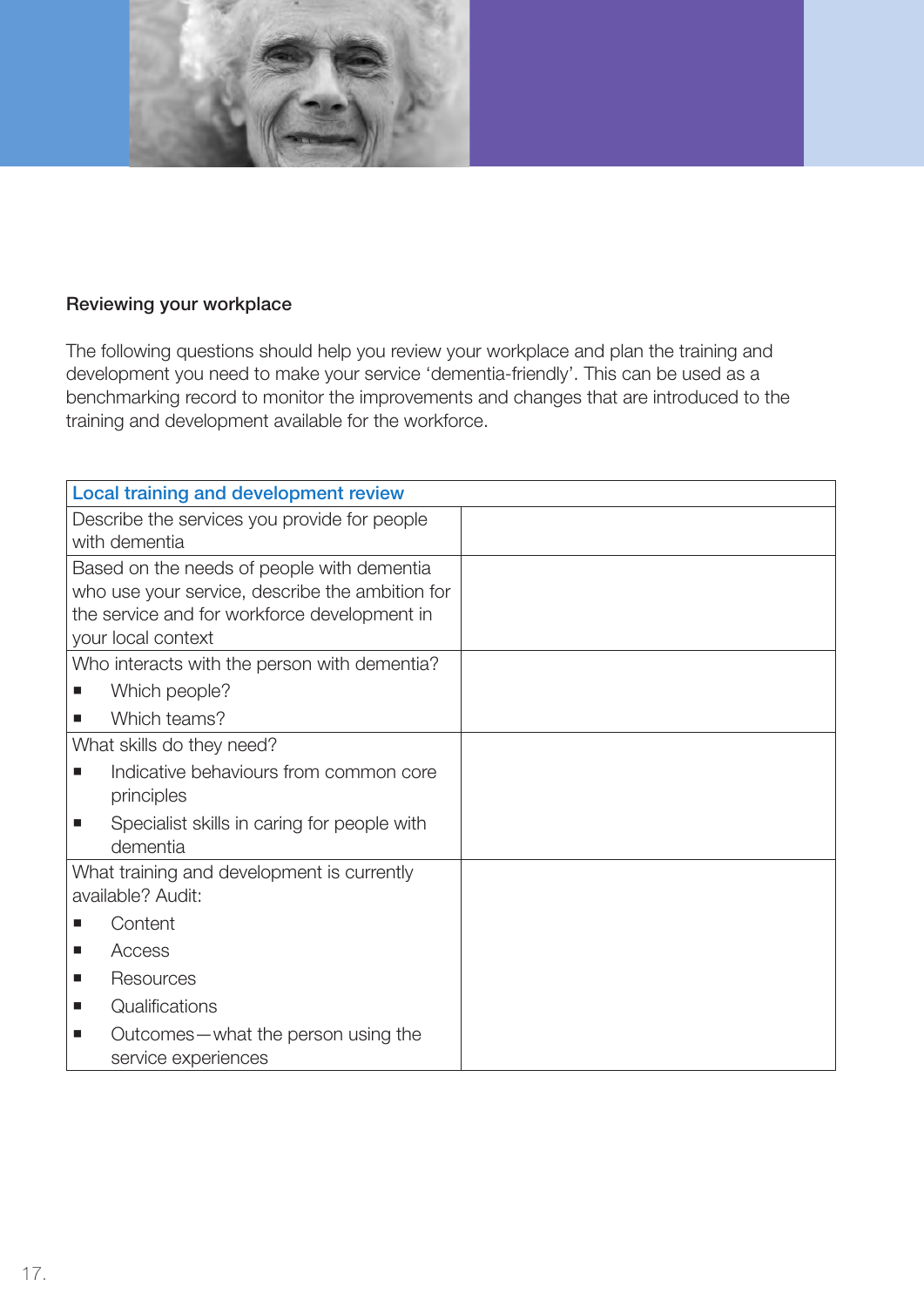## Reviewing your workplace

The following questions should help you review your workplace and plan the training and development you need to make your service 'dementia-friendly'. This can be used as a benchmarking record to monitor the improvements and changes that are introduced to the training and development available for the workforce.

| Local training and development review | |
|---|---|
| Describe the services you provide for people with dementia | |
| Based on the needs of people with dementia who use your service, describe the ambition for the service and for workforce development in your local context | |
| Who interacts with the person with dementia?<br>▪ Which people?<br>▪ Which teams? | |
| What skills do they need?<br>▪ Indicative behaviours from common core principles<br>▪ Specialist skills in caring for people with dementia | |
| What training and development is currently available? Audit:<br>▪ Content<br>▪ Access<br>▪ Resources<br>▪ Qualifications<br>▪ Outcomes—what the person using the service experiences | |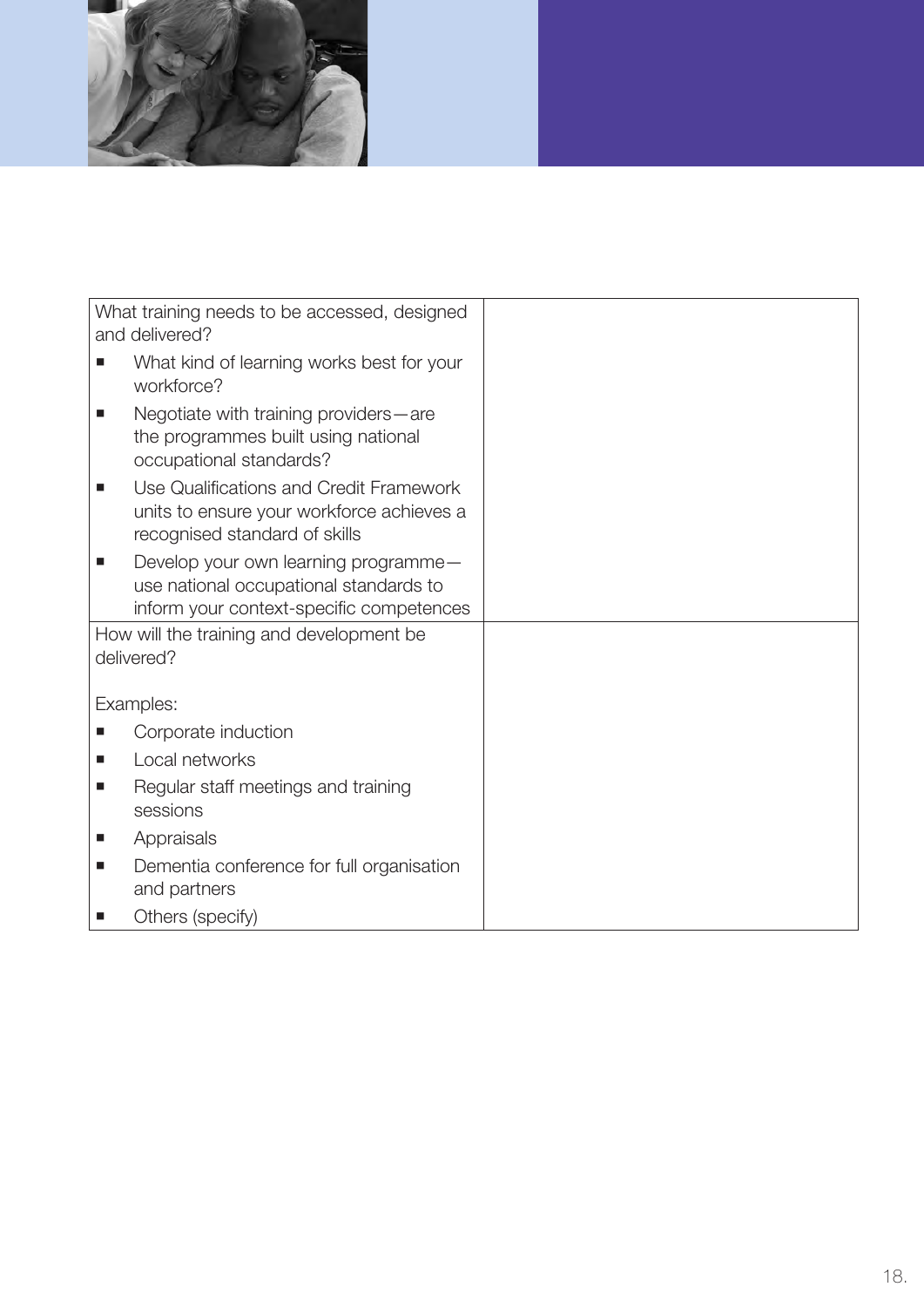| | |
|---|---|
| What training needs to be accessed, designed and delivered?<br>■ What kind of learning works best for your workforce?<br>■ Negotiate with training providers—are the programmes built using national occupational standards?<br>■ Use Qualifications and Credit Framework units to ensure your workforce achieves a recognised standard of skills<br>■ Develop your own learning programme—use national occupational standards to inform your context-specific competences | |
| How will the training and development be delivered?<br><br>Examples:<br>■ Corporate induction<br>■ Local networks<br>■ Regular staff meetings and training sessions<br>■ Appraisals<br>■ Dementia conference for full organisation and partners<br>■ Others (specify) | |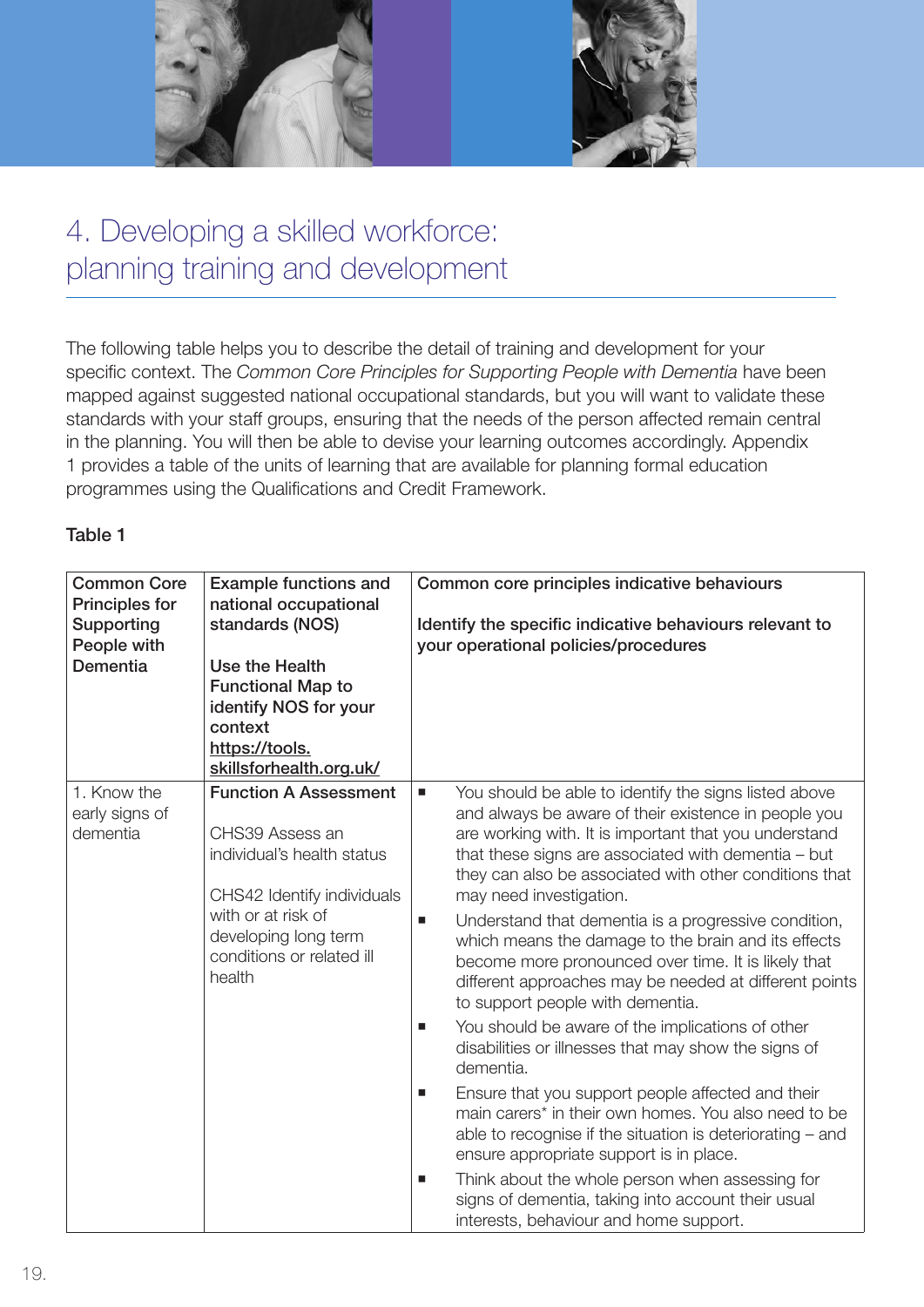# 4. Developing a skilled workforce: planning training and development

The following table helps you to describe the detail of training and development for your specific context. The *Common Core Principles for Supporting People with Dementia* have been mapped against suggested national occupational standards, but you will want to validate these standards with your staff groups, ensuring that the needs of the person affected remain central in the planning. You will then be able to devise your learning outcomes accordingly. Appendix 1 provides a table of the units of learning that are available for planning formal education programmes using the Qualifications and Credit Framework.

**Table 1**

| **Common Core Principles for Supporting People with Dementia** | **Example functions and national occupational standards (NOS)**<br><br>**Use the Health Functional Map to identify NOS for your context**<br>**https://tools.skillsforhealth.org.uk/** | **Common core principles indicative behaviours**<br><br>**Identify the specific indicative behaviours relevant to your operational policies/procedures** |
|---|---|---|
| 1. Know the early signs of dementia | **Function A Assessment**<br><br>CHS39 Assess an individual's health status<br><br>CHS42 Identify individuals with or at risk of developing long term conditions or related ill health | ▪ You should be able to identify the signs listed above and always be aware of their existence in people you are working with. It is important that you understand that these signs are associated with dementia – but they can also be associated with other conditions that may need investigation.<br>▪ Understand that dementia is a progressive condition, which means the damage to the brain and its effects become more pronounced over time. It is likely that different approaches may be needed at different points to support people with dementia.<br>▪ You should be aware of the implications of other disabilities or illnesses that may show the signs of dementia.<br>▪ Ensure that you support people affected and their main carers* in their own homes. You also need to be able to recognise if the situation is deteriorating – and ensure appropriate support is in place.<br>▪ Think about the whole person when assessing for signs of dementia, taking into account their usual interests, behaviour and home support. |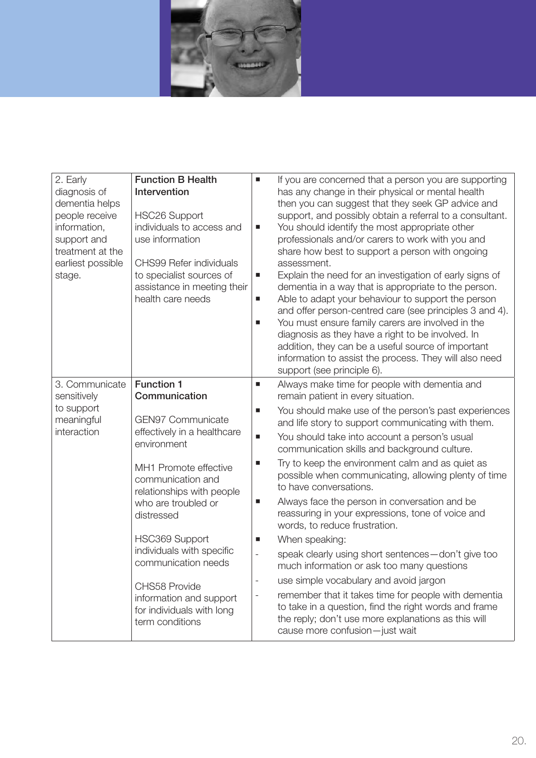| | | |
|---|---|---|
| 2. Early diagnosis of dementia helps people receive information, support and treatment at the earliest possible stage. | **Function B Health Intervention**<br><br>HSC26 Support individuals to access and use information<br><br>CHS99 Refer individuals to specialist sources of assistance in meeting their health care needs | ■ If you are concerned that a person you are supporting has any change in their physical or mental health then you can suggest that they seek GP advice and support, and possibly obtain a referral to a consultant.<br>■ You should identify the most appropriate other professionals and/or carers to work with you and share how best to support a person with ongoing assessment.<br>■ Explain the need for an investigation of early signs of dementia in a way that is appropriate to the person.<br>■ Able to adapt your behaviour to support the person and offer person-centred care (see principles 3 and 4).<br>■ You must ensure family carers are involved in the diagnosis as they have a right to be involved. In addition, they can be a useful source of important information to assist the process. They will also need support (see principle 6). |
| 3. Communicate sensitively to support meaningful interaction | **Function 1 Communication**<br><br>GEN97 Communicate effectively in a healthcare environment<br><br>MH1 Promote effective communication and relationships with people who are troubled or distressed<br><br>HSC369 Support individuals with specific communication needs<br><br>CHS58 Provide information and support for individuals with long term conditions | ■ Always make time for people with dementia and remain patient in every situation.<br>■ You should make use of the person's past experiences and life story to support communicating with them.<br>■ You should take into account a person's usual communication skills and background culture.<br>■ Try to keep the environment calm and as quiet as possible when communicating, allowing plenty of time to have conversations.<br>■ Always face the person in conversation and be reassuring in your expressions, tone of voice and words, to reduce frustration.<br>■ When speaking:<br>- speak clearly using short sentences—don't give too much information or ask too many questions<br>- use simple vocabulary and avoid jargon<br>- remember that it takes time for people with dementia to take in a question, find the right words and frame the reply; don't use more explanations as this will cause more confusion—just wait |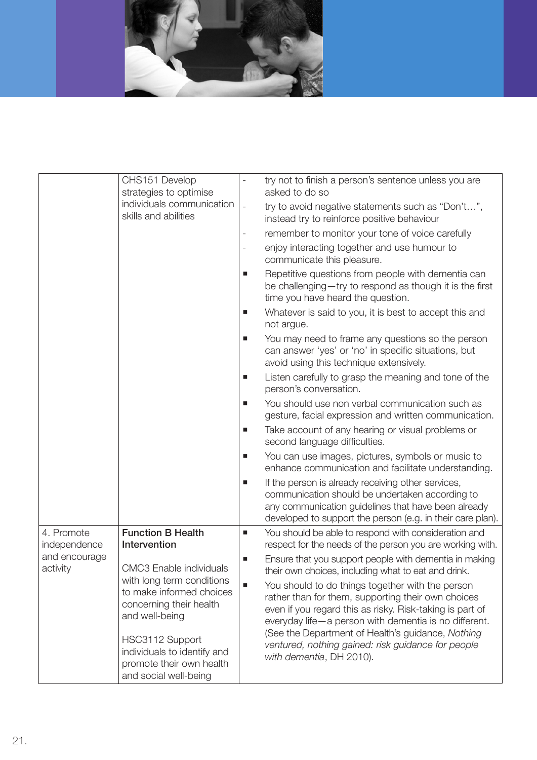| | | |
|---|---|---|
| | CHS151 Develop strategies to optimise individuals communication skills and abilities | - try not to finish a person's sentence unless you are asked to do so<br>- try to avoid negative statements such as "Don't…", instead try to reinforce positive behaviour<br>- remember to monitor your tone of voice carefully<br>- enjoy interacting together and use humour to communicate this pleasure.<br>■ Repetitive questions from people with dementia can be challenging—try to respond as though it is the first time you have heard the question.<br>■ Whatever is said to you, it is best to accept this and not argue.<br>■ You may need to frame any questions so the person can answer 'yes' or 'no' in specific situations, but avoid using this technique extensively.<br>■ Listen carefully to grasp the meaning and tone of the person's conversation.<br>■ You should use non verbal communication such as gesture, facial expression and written communication.<br>■ Take account of any hearing or visual problems or second language difficulties.<br>■ You can use images, pictures, symbols or music to enhance communication and facilitate understanding.<br>■ If the person is already receiving other services, communication should be undertaken according to any communication guidelines that have been already developed to support the person (e.g. in their care plan). |
| 4. Promote independence and encourage activity | **Function B Health Intervention**<br><br>CMC3 Enable individuals with long term conditions to make informed choices concerning their health and well-being<br><br>HSC3112 Support individuals to identify and promote their own health and social well-being | ■ You should be able to respond with consideration and respect for the needs of the person you are working with.<br>■ Ensure that you support people with dementia in making their own choices, including what to eat and drink.<br>■ You should to do things together with the person rather than for them, supporting their own choices even if you regard this as risky. Risk-taking is part of everyday life—a person with dementia is no different. (See the Department of Health's guidance, *Nothing ventured, nothing gained: risk guidance for people with dementia*, DH 2010). |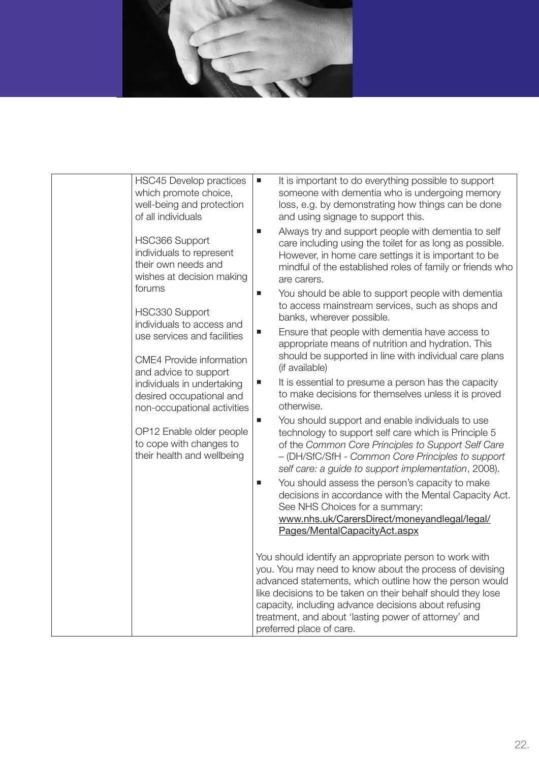| | | |
|---|---|---|
| | HSC45 Develop practices which promote choice, well-being and protection of all individuals<br><br>HSC366 Support individuals to represent their own needs and wishes at decision making forums<br><br>HSC330 Support individuals to access and use services and facilities<br><br>CME4 Provide information and advice to support individuals in undertaking desired occupational and non-occupational activities<br><br>OP12 Enable older people to cope with changes to their health and wellbeing | ■ It is important to do everything possible to support someone with dementia who is undergoing memory loss, e.g. by demonstrating how things can be done and using signage to support this.<br>■ Always try and support people with dementia to self care including using the toilet for as long as possible. However, in home care settings it is important to be mindful of the established roles of family or friends who are carers.<br>■ You should be able to support people with dementia to access mainstream services, such as shops and banks, wherever possible.<br>■ Ensure that people with dementia have access to appropriate means of nutrition and hydration. This should be supported in line with individual care plans (if available)<br>■ It is essential to presume a person has the capacity to make decisions for themselves unless it is proved otherwise.<br>■ You should support and enable individuals to use technology to support self care which is Principle 5 of the *Common Core Principles to Support Self Care* – (DH/SfC/SfH - *Common Core Principles to support self care: a guide to support implementation*, 2008).<br>■ You should assess the person's capacity to make decisions in accordance with the Mental Capacity Act. See NHS Choices for a summary: www.nhs.uk/CarersDirect/moneyandlegal/legal/Pages/MentalCapacityAct.aspx<br><br>You should identify an appropriate person to work with you. You may need to know about the process of devising advanced statements, which outline how the person would like decisions to be taken on their behalf should they lose capacity, including advance decisions about refusing treatment, and about 'lasting power of attorney' and preferred place of care. |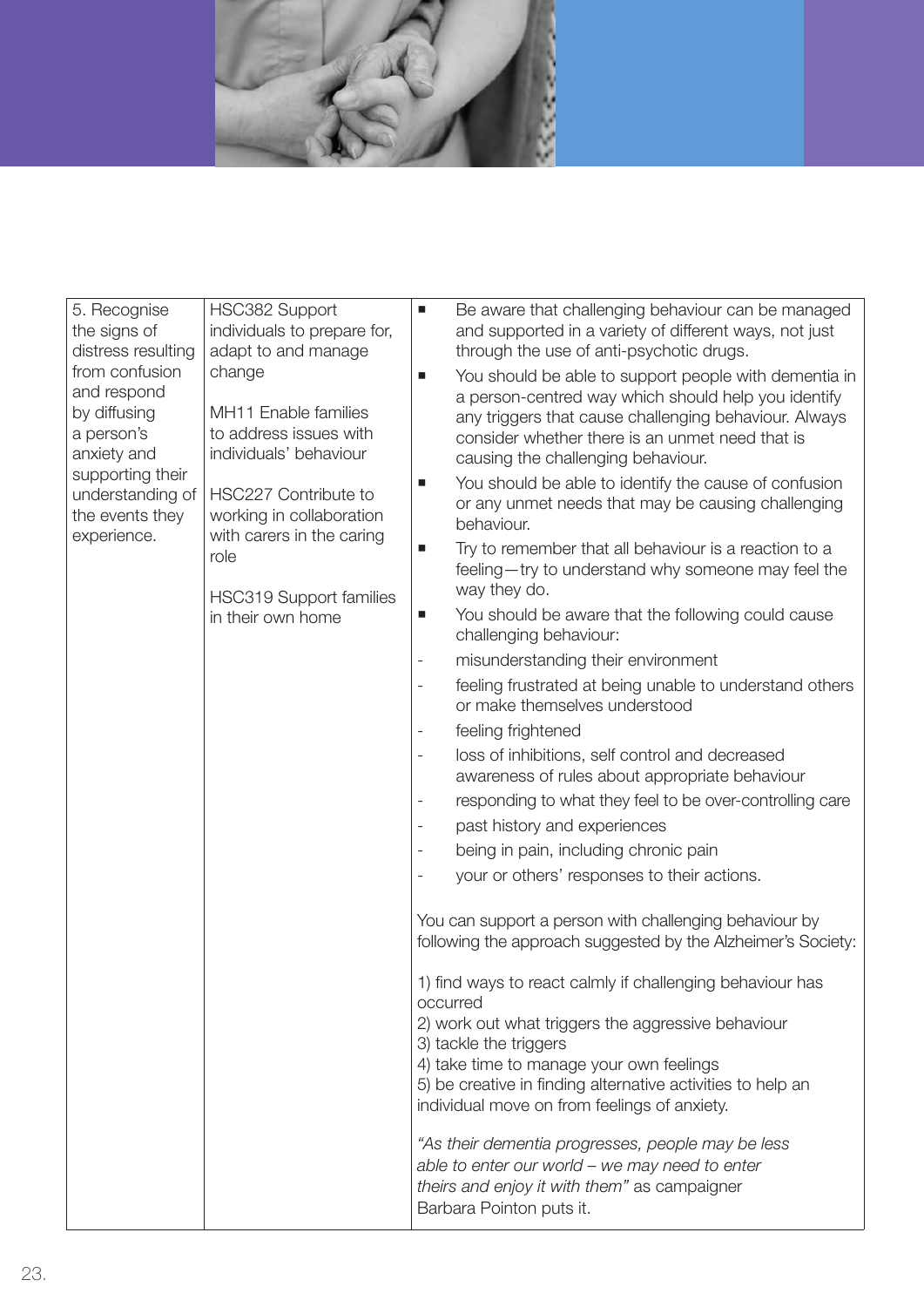| | | |
|---|---|---|
| 5. Recognise the signs of distress resulting from confusion and respond by diffusing a person's anxiety and supporting their understanding of the events they experience. | HSC382 Support individuals to prepare for, adapt to and manage change<br><br>MH11 Enable families to address issues with individuals' behaviour<br><br>HSC227 Contribute to working in collaboration with carers in the caring role<br><br>HSC319 Support families in their own home | ■ Be aware that challenging behaviour can be managed and supported in a variety of different ways, not just through the use of anti-psychotic drugs.<br>■ You should be able to support people with dementia in a person-centred way which should help you identify any triggers that cause challenging behaviour. Always consider whether there is an unmet need that is causing the challenging behaviour.<br>■ You should be able to identify the cause of confusion or any unmet needs that may be causing challenging behaviour.<br>■ Try to remember that all behaviour is a reaction to a feeling—try to understand why someone may feel the way they do.<br>■ You should be aware that the following could cause challenging behaviour:<br>- misunderstanding their environment<br>- feeling frustrated at being unable to understand others or make themselves understood<br>- feeling frightened<br>- loss of inhibitions, self control and decreased awareness of rules about appropriate behaviour<br>- responding to what they feel to be over-controlling care<br>- past history and experiences<br>- being in pain, including chronic pain<br>- your or others' responses to their actions.<br><br>You can support a person with challenging behaviour by following the approach suggested by the Alzheimer's Society:<br><br>1) find ways to react calmly if challenging behaviour has occurred<br>2) work out what triggers the aggressive behaviour<br>3) tackle the triggers<br>4) take time to manage your own feelings<br>5) be creative in finding alternative activities to help an individual move on from feelings of anxiety.<br><br>*"As their dementia progresses, people may be less able to enter our world – we may need to enter theirs and enjoy it with them"* as campaigner Barbara Pointon puts it. |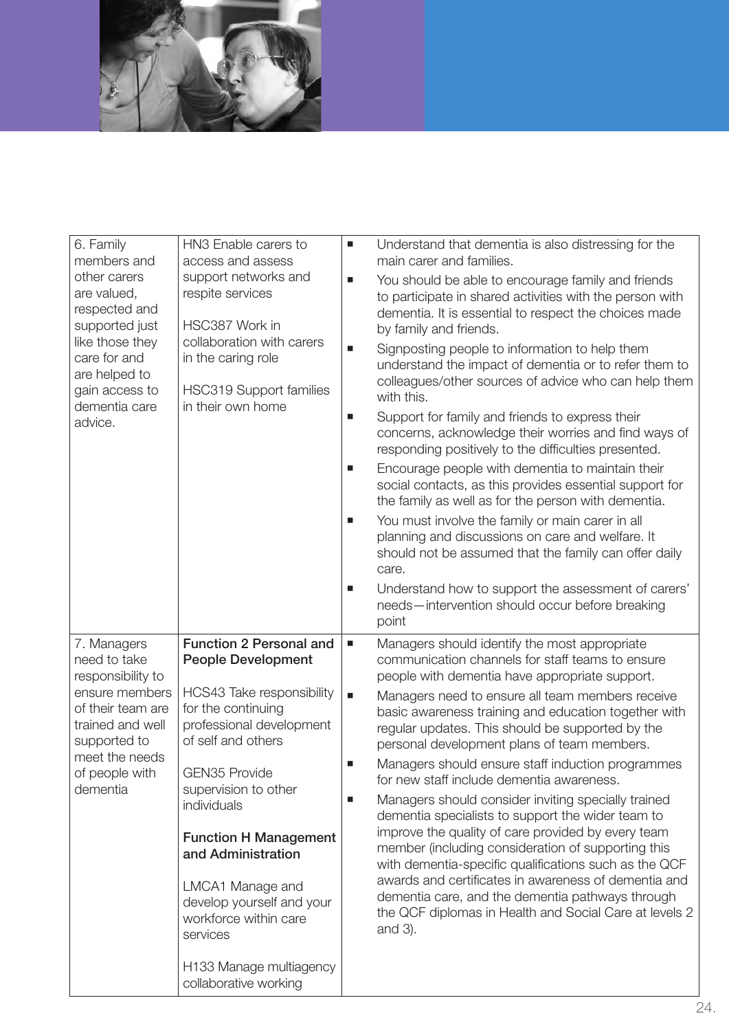| | | |
|---|---|---|
| 6. Family members and other carers are valued, respected and supported just like those they care for and are helped to gain access to dementia care advice. | HN3 Enable carers to access and assess support networks and respite services<br><br>HSC387 Work in collaboration with carers in the caring role<br><br>HSC319 Support families in their own home | ■ Understand that dementia is also distressing for the main carer and families.<br>■ You should be able to encourage family and friends to participate in shared activities with the person with dementia. It is essential to respect the choices made by family and friends.<br>■ Signposting people to information to help them understand the impact of dementia or to refer them to colleagues/other sources of advice who can help them with this.<br>■ Support for family and friends to express their concerns, acknowledge their worries and find ways of responding positively to the difficulties presented.<br>■ Encourage people with dementia to maintain their social contacts, as this provides essential support for the family as well as for the person with dementia.<br>■ You must involve the family or main carer in all planning and discussions on care and welfare. It should not be assumed that the family can offer daily care.<br>■ Understand how to support the assessment of carers' needs—intervention should occur before breaking point |
| 7. Managers need to take responsibility to ensure members of their team are trained and well supported to meet the needs of people with dementia | **Function 2 Personal and People Development**<br><br>HCS43 Take responsibility for the continuing professional development of self and others<br><br>GEN35 Provide supervision to other individuals<br><br>**Function H Management and Administration**<br><br>LMCA1 Manage and develop yourself and your workforce within care services<br><br>H133 Manage multiagency collaborative working | ■ Managers should identify the most appropriate communication channels for staff teams to ensure people with dementia have appropriate support.<br>■ Managers need to ensure all team members receive basic awareness training and education together with regular updates. This should be supported by the personal development plans of team members.<br>■ Managers should ensure staff induction programmes for new staff include dementia awareness.<br>■ Managers should consider inviting specially trained dementia specialists to support the wider team to improve the quality of care provided by every team member (including consideration of supporting this with dementia-specific qualifications such as the QCF awards and certificates in awareness of dementia and dementia care, and the dementia pathways through the QCF diplomas in Health and Social Care at levels 2 and 3). |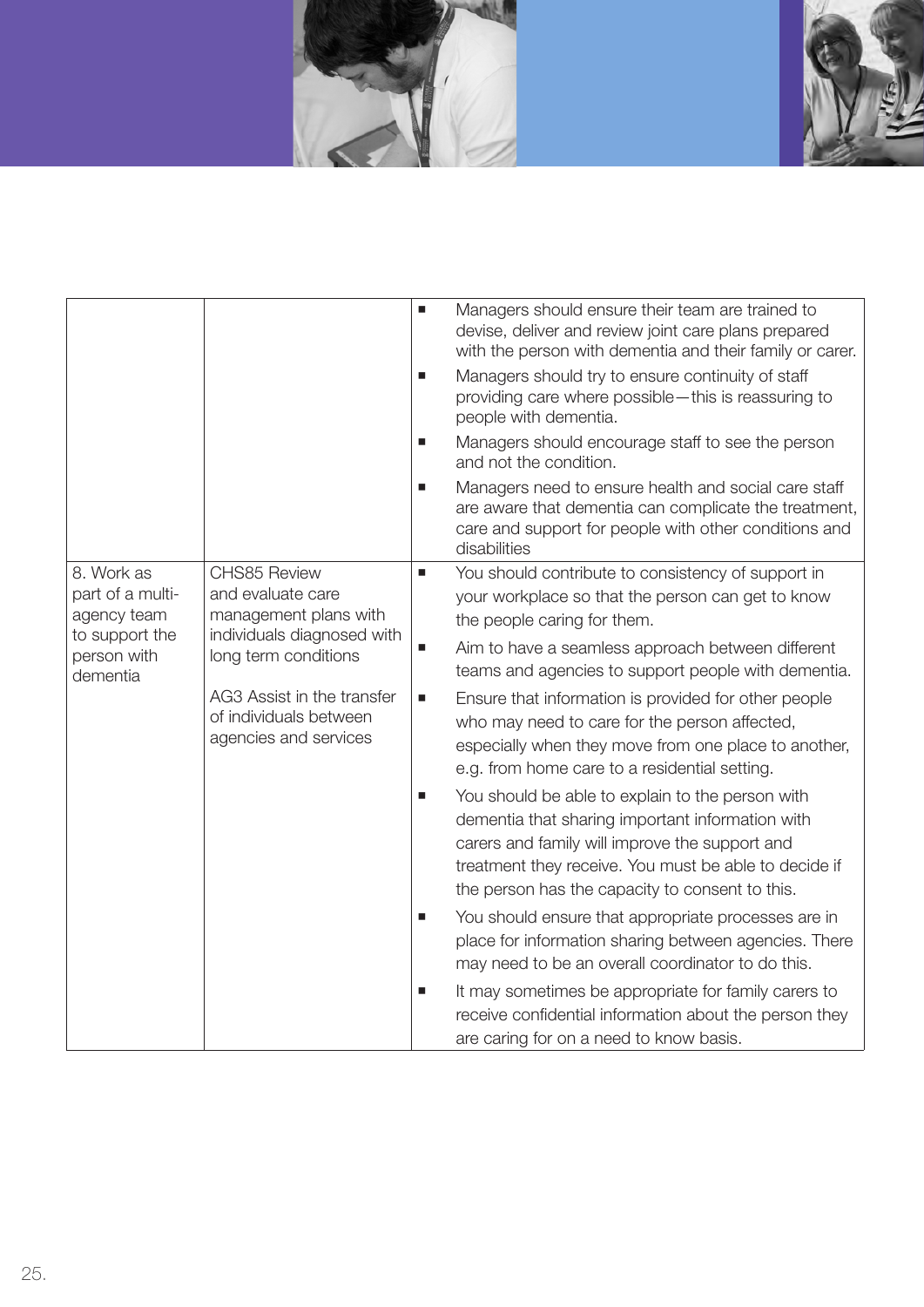| | | |
|---|---|---|
| | | ▪ Managers should ensure their team are trained to devise, deliver and review joint care plans prepared with the person with dementia and their family or carer.<br>▪ Managers should try to ensure continuity of staff providing care where possible—this is reassuring to people with dementia.<br>▪ Managers should encourage staff to see the person and not the condition.<br>▪ Managers need to ensure health and social care staff are aware that dementia can complicate the treatment, care and support for people with other conditions and disabilities |
| 8. Work as part of a multi-agency team to support the person with dementia | CHS85 Review and evaluate care management plans with individuals diagnosed with long term conditions<br><br>AG3 Assist in the transfer of individuals between agencies and services | ▪ You should contribute to consistency of support in your workplace so that the person can get to know the people caring for them.<br>▪ Aim to have a seamless approach between different teams and agencies to support people with dementia.<br>▪ Ensure that information is provided for other people who may need to care for the person affected, especially when they move from one place to another, e.g. from home care to a residential setting.<br>▪ You should be able to explain to the person with dementia that sharing important information with carers and family will improve the support and treatment they receive. You must be able to decide if the person has the capacity to consent to this.<br>▪ You should ensure that appropriate processes are in place for information sharing between agencies. There may need to be an overall coordinator to do this.<br>▪ It may sometimes be appropriate for family carers to receive confidential information about the person they are caring for on a need to know basis. |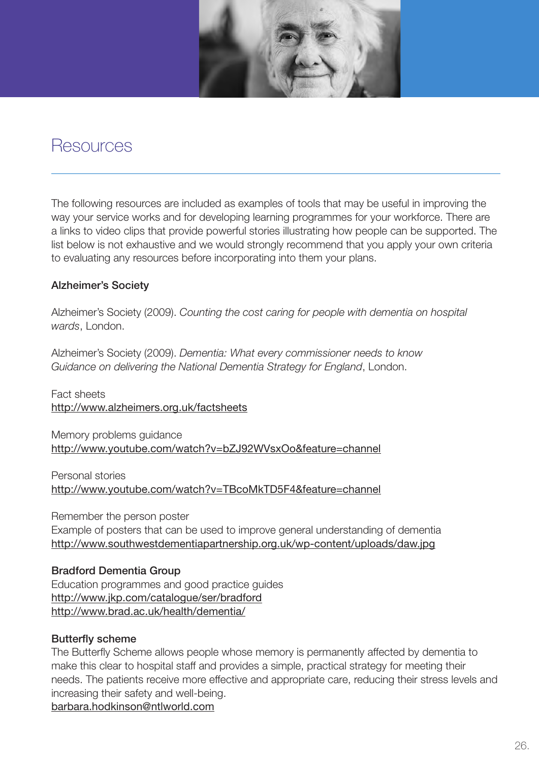# Resources

The following resources are included as examples of tools that may be useful in improving the way your service works and for developing learning programmes for your workforce. There are a links to video clips that provide powerful stories illustrating how people can be supported. The list below is not exhaustive and we would strongly recommend that you apply your own criteria to evaluating any resources before incorporating into them your plans.

**Alzheimer's Society**

Alzheimer's Society (2009). *Counting the cost caring for people with dementia on hospital wards*, London.

Alzheimer's Society (2009). *Dementia: What every commissioner needs to know Guidance on delivering the National Dementia Strategy for England*, London.

Fact sheets
http://www.alzheimers.org.uk/factsheets

Memory problems guidance
http://www.youtube.com/watch?v=bZJ92WVsxOo&feature=channel

Personal stories
http://www.youtube.com/watch?v=TBcoMkTD5F4&feature=channel

Remember the person poster
Example of posters that can be used to improve general understanding of dementia
http://www.southwestdementiapartnership.org.uk/wp-content/uploads/daw.jpg

**Bradford Dementia Group**
Education programmes and good practice guides
http://www.jkp.com/catalogue/ser/bradford
http://www.brad.ac.uk/health/dementia/

**Butterfly scheme**
The Butterfly Scheme allows people whose memory is permanently affected by dementia to make this clear to hospital staff and provides a simple, practical strategy for meeting their needs. The patients receive more effective and appropriate care, reducing their stress levels and increasing their safety and well-being.
barbara.hodkinson@ntlworld.com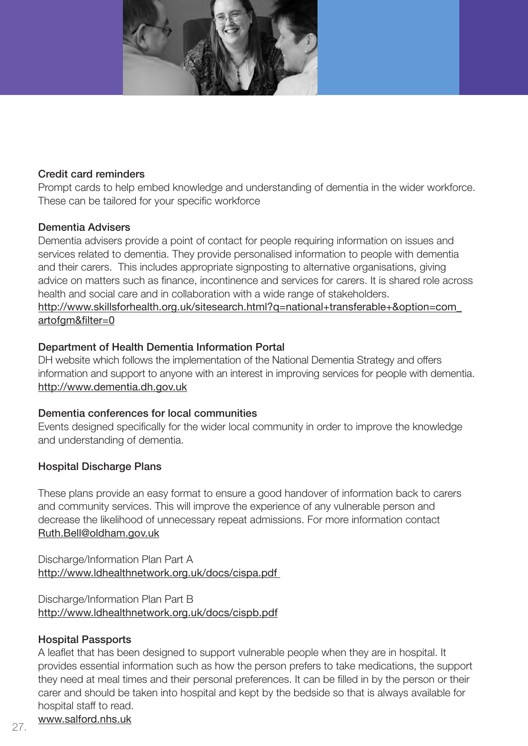**Credit card reminders**

Prompt cards to help embed knowledge and understanding of dementia in the wider workforce. These can be tailored for your specific workforce

**Dementia Advisers**

Dementia advisers provide a point of contact for people requiring information on issues and services related to dementia. They provide personalised information to people with dementia and their carers. This includes appropriate signposting to alternative organisations, giving advice on matters such as finance, incontinence and services for carers. It is shared role across health and social care and in collaboration with a wide range of stakeholders.
http://www.skillsforhealth.org.uk/sitesearch.html?q=national+transferable+&option=com_artofgm&filter=0

**Department of Health Dementia Information Portal**

DH website which follows the implementation of the National Dementia Strategy and offers information and support to anyone with an interest in improving services for people with dementia.
http://www.dementia.dh.gov.uk

**Dementia conferences for local communities**

Events designed specifically for the wider local community in order to improve the knowledge and understanding of dementia.

**Hospital Discharge Plans**

These plans provide an easy format to ensure a good handover of information back to carers and community services. This will improve the experience of any vulnerable person and decrease the likelihood of unnecessary repeat admissions. For more information contact Ruth.Bell@oldham.gov.uk

Discharge/Information Plan Part A
http://www.ldhealthnetwork.org.uk/docs/cispa.pdf

Discharge/Information Plan Part B
http://www.ldhealthnetwork.org.uk/docs/cispb.pdf

**Hospital Passports**

A leaflet that has been designed to support vulnerable people when they are in hospital. It provides essential information such as how the person prefers to take medications, the support they need at meal times and their personal preferences. It can be filled in by the person or their carer and should be taken into hospital and kept by the bedside so that is always available for hospital staff to read.
www.salford.nhs.uk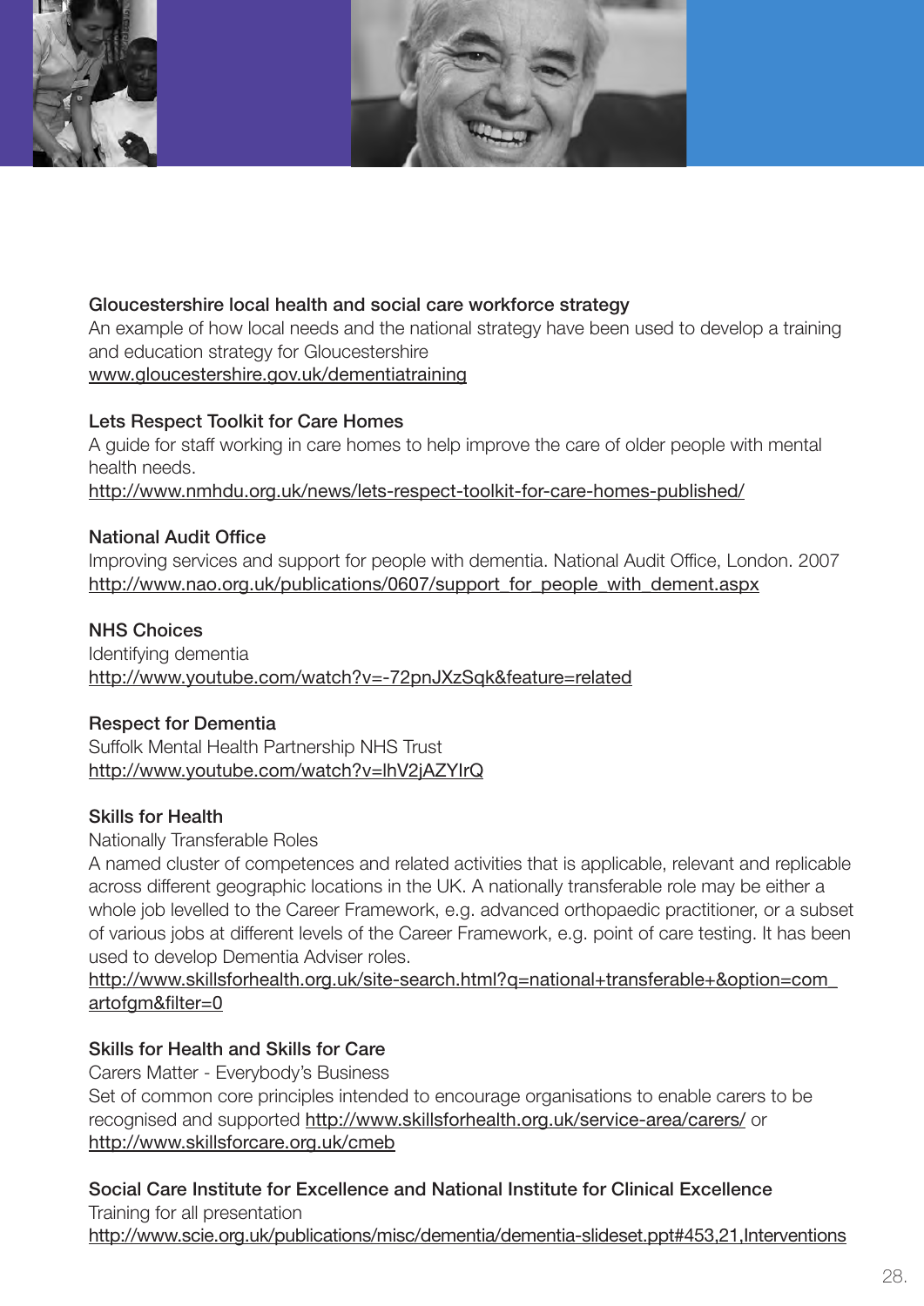**Gloucestershire local health and social care workforce strategy**
An example of how local needs and the national strategy have been used to develop a training and education strategy for Gloucestershire
www.gloucestershire.gov.uk/dementiatraining

**Lets Respect Toolkit for Care Homes**
A guide for staff working in care homes to help improve the care of older people with mental health needs.
http://www.nmhdu.org.uk/news/lets-respect-toolkit-for-care-homes-published/

**National Audit Office**
Improving services and support for people with dementia. National Audit Office, London. 2007
http://www.nao.org.uk/publications/0607/support_for_people_with_dement.aspx

**NHS Choices**
Identifying dementia
http://www.youtube.com/watch?v=-72pnJXzSqk&feature=related

**Respect for Dementia**
Suffolk Mental Health Partnership NHS Trust
http://www.youtube.com/watch?v=lhV2jAZYlrQ

**Skills for Health**
Nationally Transferable Roles
A named cluster of competences and related activities that is applicable, relevant and replicable across different geographic locations in the UK. A nationally transferable role may be either a whole job levelled to the Career Framework, e.g. advanced orthopaedic practitioner, or a subset of various jobs at different levels of the Career Framework, e.g. point of care testing. It has been used to develop Dementia Adviser roles.
http://www.skillsforhealth.org.uk/site-search.html?q=national+transferable+&option=com_artofgm&filter=0

**Skills for Health and Skills for Care**
Carers Matter - Everybody's Business
Set of common core principles intended to encourage organisations to enable carers to be recognised and supported http://www.skillsforhealth.org.uk/service-area/carers/ or http://www.skillsforcare.org.uk/cmeb

**Social Care Institute for Excellence and National Institute for Clinical Excellence**
Training for all presentation
http://www.scie.org.uk/publications/misc/dementia/dementia-slideset.ppt#453,21,Interventions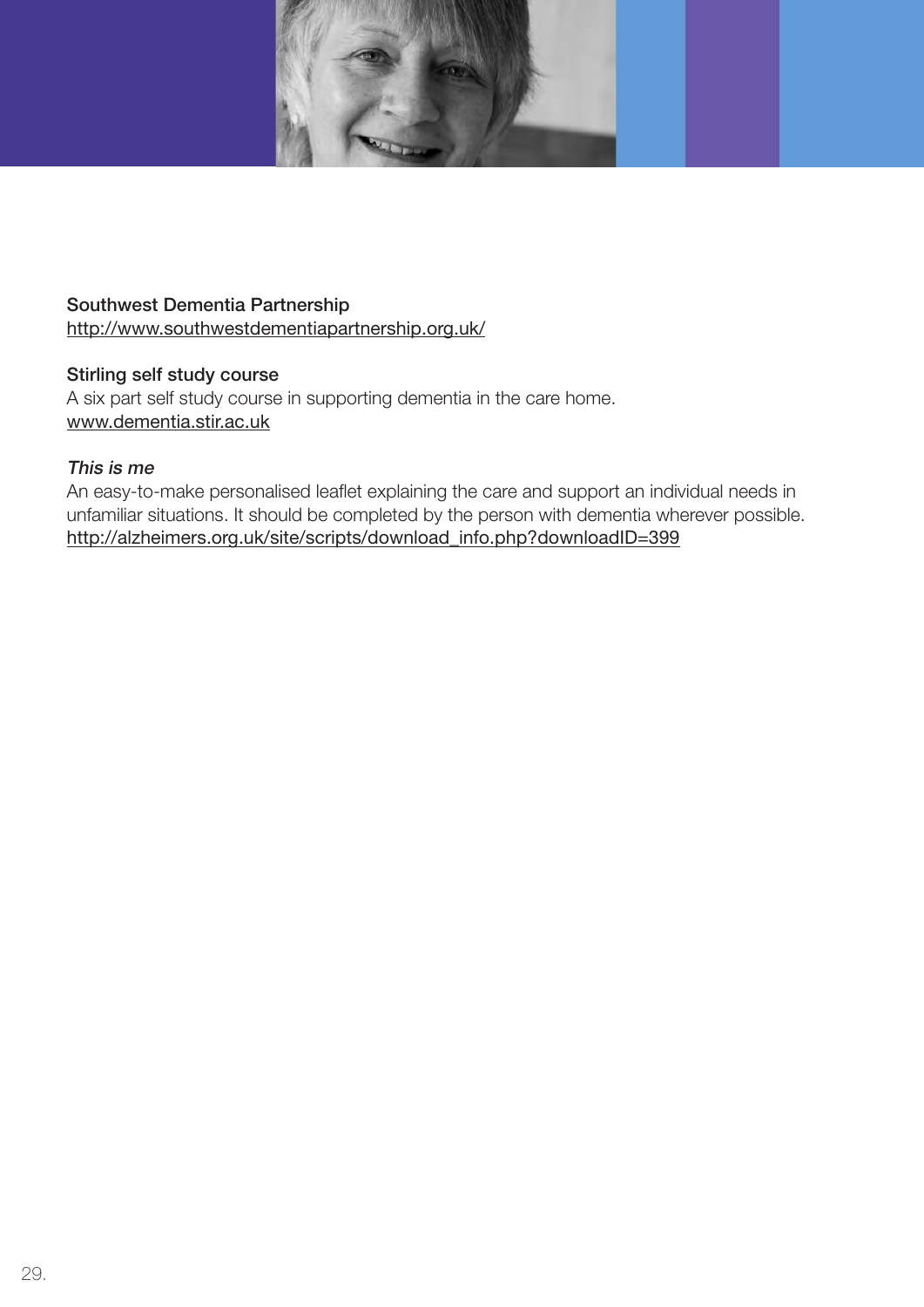**Southwest Dementia Partnership**
http://www.southwestdementiapartnership.org.uk/

**Stirling self study course**
A six part self study course in supporting dementia in the care home.
www.dementia.stir.ac.uk

*This is me*
An easy-to-make personalised leaflet explaining the care and support an individual needs in unfamiliar situations. It should be completed by the person with dementia wherever possible.
http://alzheimers.org.uk/site/scripts/download_info.php?downloadID=399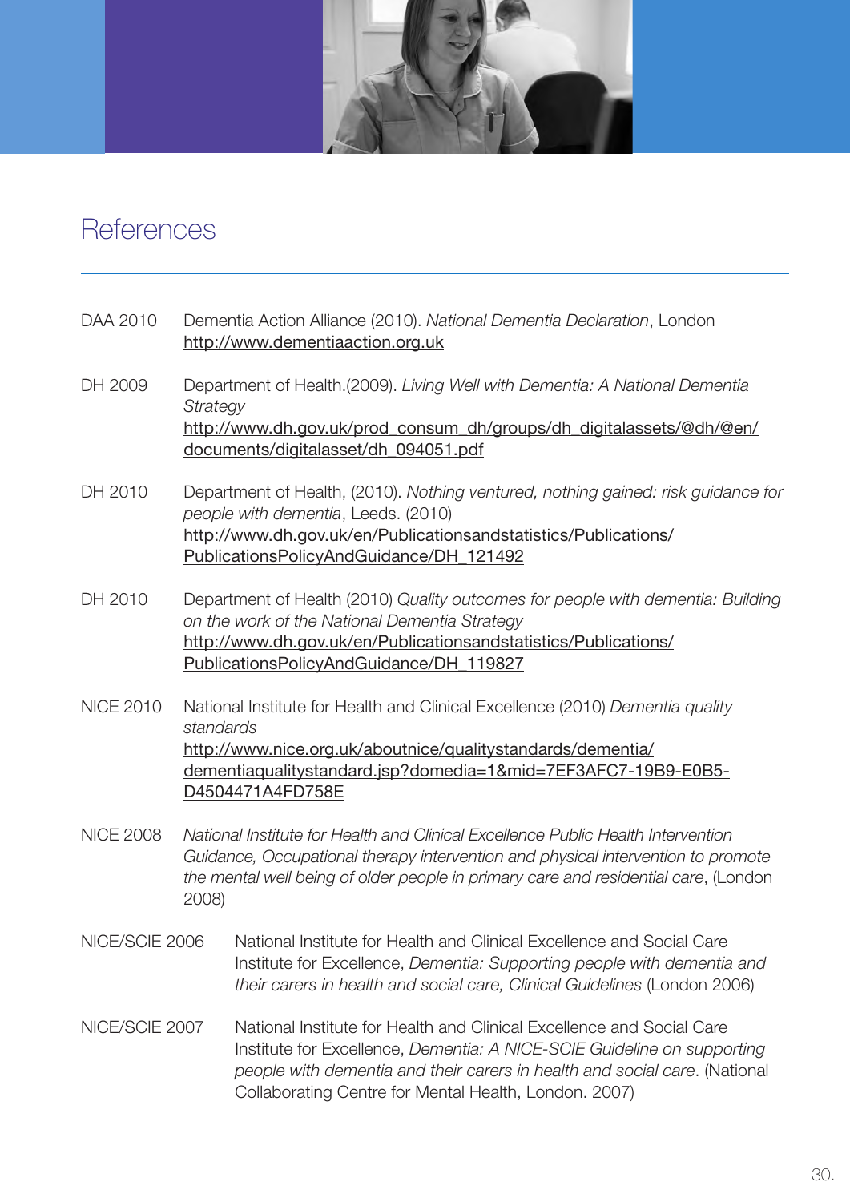# References

DAA 2010 Dementia Action Alliance (2010). *National Dementia Declaration*, London http://www.dementiaaction.org.uk

DH 2009 Department of Health.(2009). *Living Well with Dementia: A National Dementia Strategy* http://www.dh.gov.uk/prod_consum_dh/groups/dh_digitalassets/@dh/@en/documents/digitalasset/dh_094051.pdf

DH 2010 Department of Health, (2010). *Nothing ventured, nothing gained: risk guidance for people with dementia*, Leeds. (2010) http://www.dh.gov.uk/en/Publicationsandstatistics/Publications/PublicationsPolicyAndGuidance/DH_121492

DH 2010 Department of Health (2010) *Quality outcomes for people with dementia: Building on the work of the National Dementia Strategy* http://www.dh.gov.uk/en/Publicationsandstatistics/Publications/PublicationsPolicyAndGuidance/DH_119827

NICE 2010 National Institute for Health and Clinical Excellence (2010) *Dementia quality standards* http://www.nice.org.uk/aboutnice/qualitystandards/dementia/dementiaqualitystandard.jsp?domedia=1&mid=7EF3AFC7-19B9-E0B5-D4504471A4FD758E

NICE 2008 *National Institute for Health and Clinical Excellence Public Health Intervention Guidance, Occupational therapy intervention and physical intervention to promote the mental well being of older people in primary care and residential care*, (London 2008)

NICE/SCIE 2006 National Institute for Health and Clinical Excellence and Social Care Institute for Excellence, *Dementia: Supporting people with dementia and their carers in health and social care, Clinical Guidelines* (London 2006)

NICE/SCIE 2007 National Institute for Health and Clinical Excellence and Social Care Institute for Excellence, *Dementia: A NICE-SCIE Guideline on supporting people with dementia and their carers in health and social care*. (National Collaborating Centre for Mental Health, London. 2007)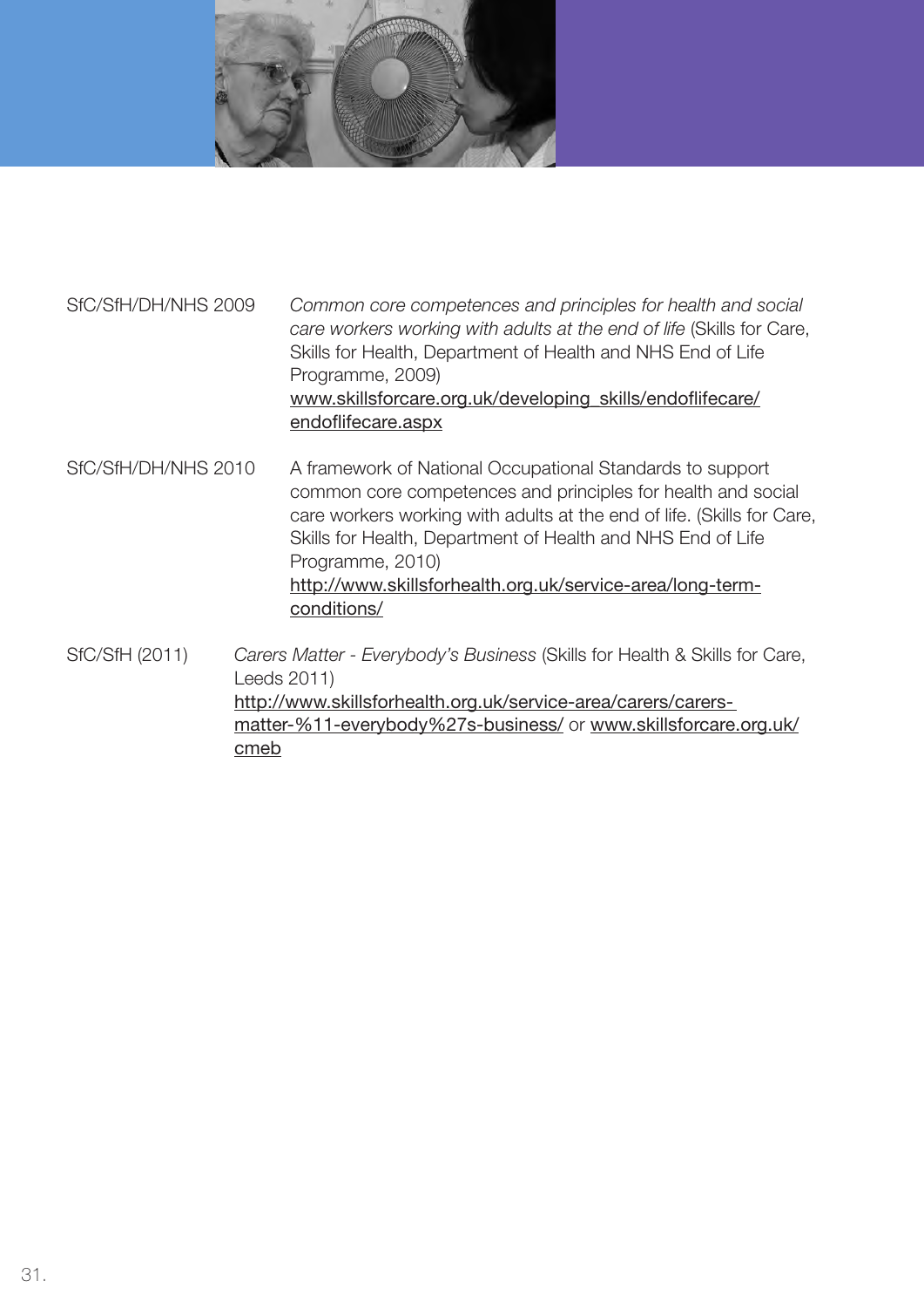SfC/SfH/DH/NHS 2009 *Common core competences and principles for health and social care workers working with adults at the end of life* (Skills for Care, Skills for Health, Department of Health and NHS End of Life Programme, 2009) www.skillsforcare.org.uk/developing_skills/endoflifecare/endoflifecare.aspx

SfC/SfH/DH/NHS 2010 A framework of National Occupational Standards to support common core competences and principles for health and social care workers working with adults at the end of life. (Skills for Care, Skills for Health, Department of Health and NHS End of Life Programme, 2010) http://www.skillsforhealth.org.uk/service-area/long-term-conditions/

SfC/SfH (2011) *Carers Matter - Everybody's Business* (Skills for Health & Skills for Care, Leeds 2011) http://www.skillsforhealth.org.uk/service-area/carers/carers-matter-%11-everybody%27s-business/ or www.skillsforcare.org.uk/cmeb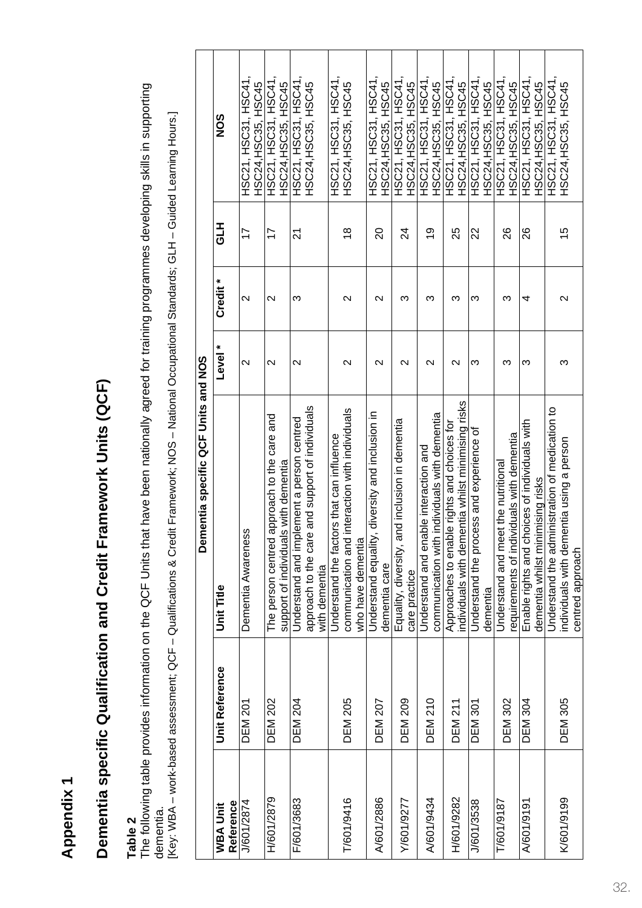# Appendix 1

## Dementia specific Qualification and Credit Framework Units (QCF)

**Table 2**
The following table provides information on the QCF Units that have been nationally agreed for training programmes developing skills in supporting dementia.
[Key: WBA – work-based assessment; QCF – Qualifications & Credit Framework; NOS – National Occupational Standards; GLH – Guided Learning Hours.]

| Dementia specific QCF Units and NOS | | | | | | |
|---|---|---|---|---|---|---|
| **WBA Unit Reference** | **Unit Reference** | **Unit Title** | **Level \*** | **Credit \*** | **GLH** | **NOS** |
| J/601/2874 | DEM 201 | Dementia Awareness | 2 | 2 | 17 | HSC21, HSC31, HSC41, HSC24,HSC35, HSC45 |
| H/601/2879 | DEM 202 | The person centred approach to the care and support of individuals with dementia | 2 | 2 | 17 | HSC21, HSC31, HSC41, HSC24,HSC35, HSC45 |
| F/601/3683 | DEM 204 | Understand and implement a person centred approach to the care and support of individuals with dementia | 2 | 3 | 21 | HSC21, HSC31, HSC41, HSC24,HSC35, HSC45 |
| T/601/9416 | DEM 205 | Understand the factors that can influence communication and interaction with individuals who have dementia | 2 | 2 | 18 | HSC21, HSC31, HSC41, HSC24,HSC35, HSC45 |
| A/601/2886 | DEM 207 | Understand equality, diversity and inclusion in dementia care | 2 | 2 | 20 | HSC21, HSC31, HSC41, HSC24,HSC35, HSC45 |
| Y/601/9277 | DEM 209 | Equality, diversity, and inclusion in dementia care practice | 2 | 3 | 24 | HSC21, HSC31, HSC41, HSC24,HSC35, HSC45 |
| A/601/9434 | DEM 210 | Understand and enable interaction and communication with individuals with dementia | 2 | 3 | 19 | HSC21, HSC31, HSC41, HSC24,HSC35, HSC45 |
| H/601/9282 | DEM 211 | Approaches to enable rights and choices for individuals with dementia whilst minimising risks | 2 | 3 | 25 | HSC21, HSC31, HSC41, HSC24,HSC35, HSC45 |
| J/601/3538 | DEM 301 | Understand the process and experience of dementia | 3 | 3 | 22 | HSC21, HSC31, HSC41, HSC24,HSC35, HSC45 |
| T/601/9187 | DEM 302 | Understand and meet the nutritional requirements of individuals with dementia | 3 | 3 | 26 | HSC21, HSC31, HSC41, HSC24,HSC35, HSC45 |
| A/601/9191 | DEM 304 | Enable rights and choices of individuals with dementia whilst minimising risks | 3 | 4 | 26 | HSC21, HSC31, HSC41, HSC24,HSC35, HSC45 |
| K/601/9199 | DEM 305 | Understand the administration of medication to individuals with dementia using a person centred approach | 3 | 2 | 15 | HSC21, HSC31, HSC41, HSC24,HSC35, HSC45 |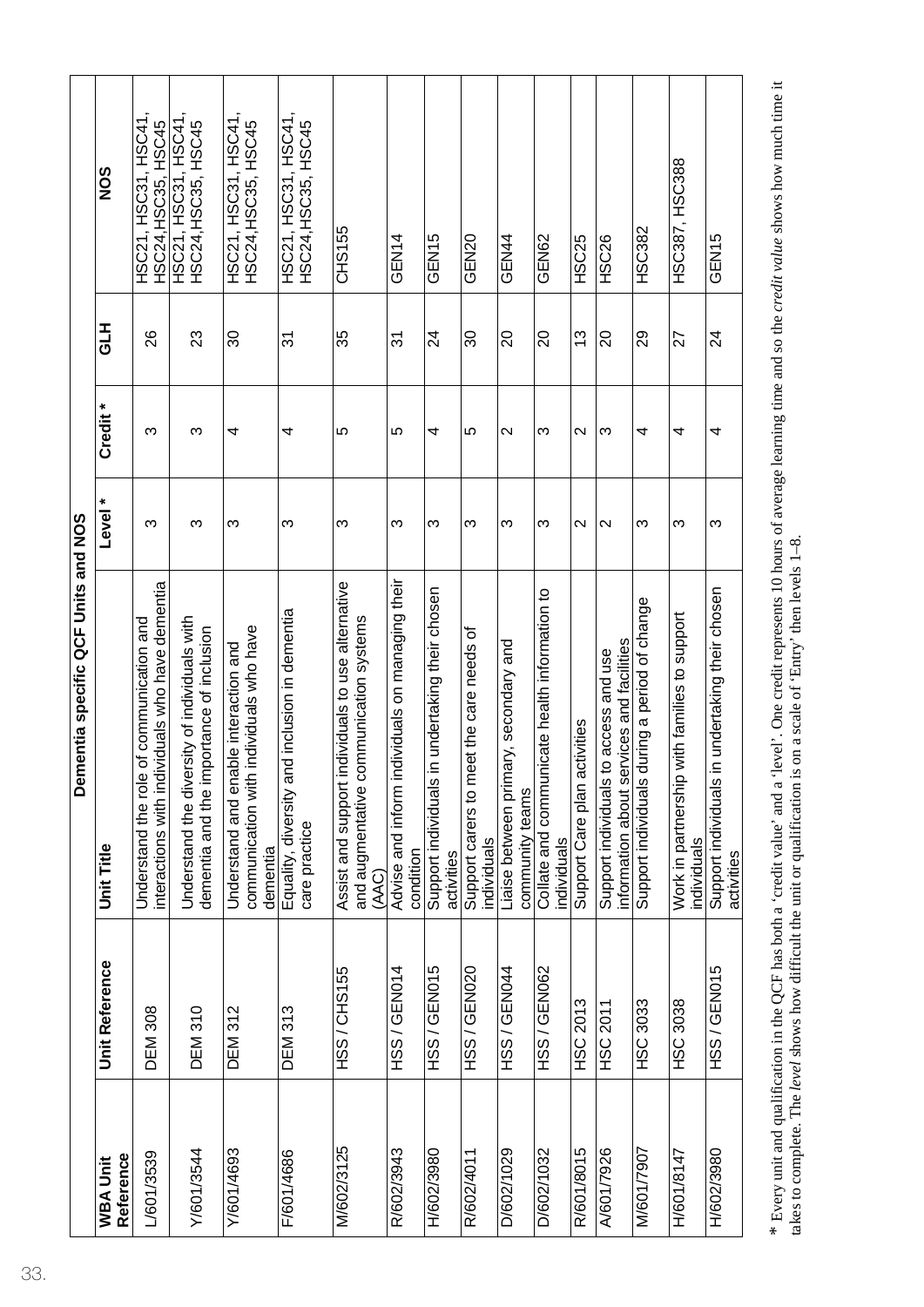## Dementia specific QCF Units and NOS

| WBA Unit Reference | Unit Reference | Unit Title | Level * | Credit * | GLH | NOS |
|---|---|---|---|---|---|---|
| L/601/3539 | DEM 308 | Understand the role of communication and interactions with individuals who have dementia | 3 | 3 | 26 | HSC21, HSC31, HSC41, HSC24,HSC35, HSC45 |
| Y/601/3544 | DEM 310 | Understand the diversity of individuals with dementia and the importance of inclusion | 3 | 3 | 23 | HSC21, HSC31, HSC41, HSC24,HSC35, HSC45 |
| Y/601/4693 | DEM 312 | Understand and enable interaction and communication with individuals who have dementia | 3 | 4 | 30 | HSC21, HSC31, HSC41, HSC24,HSC35, HSC45 |
| F/601/4686 | DEM 313 | Equality, diversity and inclusion in dementia care practice | 3 | 4 | 31 | HSC21, HSC31, HSC41, HSC24,HSC35, HSC45 |
| M/602/3125 | HSS / CHS155 | Assist and support individuals to use alternative and augmentative communication systems (AAC) | 3 | 5 | 35 | CHS155 |
| R/602/3943 | HSS / GEN014 | Advise and inform individuals on managing their condition | 3 | 5 | 31 | GEN14 |
| H/602/3980 | HSS / GEN015 | Support individuals in undertaking their chosen activities | 3 | 4 | 24 | GEN15 |
| R/602/4011 | HSS / GEN020 | Support carers to meet the care needs of individuals | 3 | 5 | 30 | GEN20 |
| D/602/1029 | HSS / GEN044 | Liaise between primary, secondary and community teams | 3 | 2 | 20 | GEN44 |
| D/602/1032 | HSS / GEN062 | Collate and communicate health information to individuals | 3 | 3 | 20 | GEN62 |
| R/601/8015 | HSC 2013 | Support Care plan activities | 2 | 2 | 13 | HSC25 |
| A/601/7926 | HSC 2011 | Support individuals to access and use information about services and facilities | 2 | 3 | 20 | HSC26 |
| M/601/7907 | HSC 3033 | Support individuals during a period of change | 3 | 4 | 29 | HSC382 |
| H/601/8147 | HSC 3038 | Work in partnership with families to support individuals | 3 | 4 | 27 | HSC387, HSC388 |
| H/602/3980 | HSS / GEN015 | Support individuals in undertaking their chosen activities | 3 | 4 | 24 | GEN15 |

* Every unit and qualification in the QCF has both a 'credit value' and a 'level'. One credit represents 10 hours of average learning time and so the *credit value* shows how much time it takes to complete. The *level* shows how difficult the unit or qualification is on a scale of 'Entry' then levels 1–8.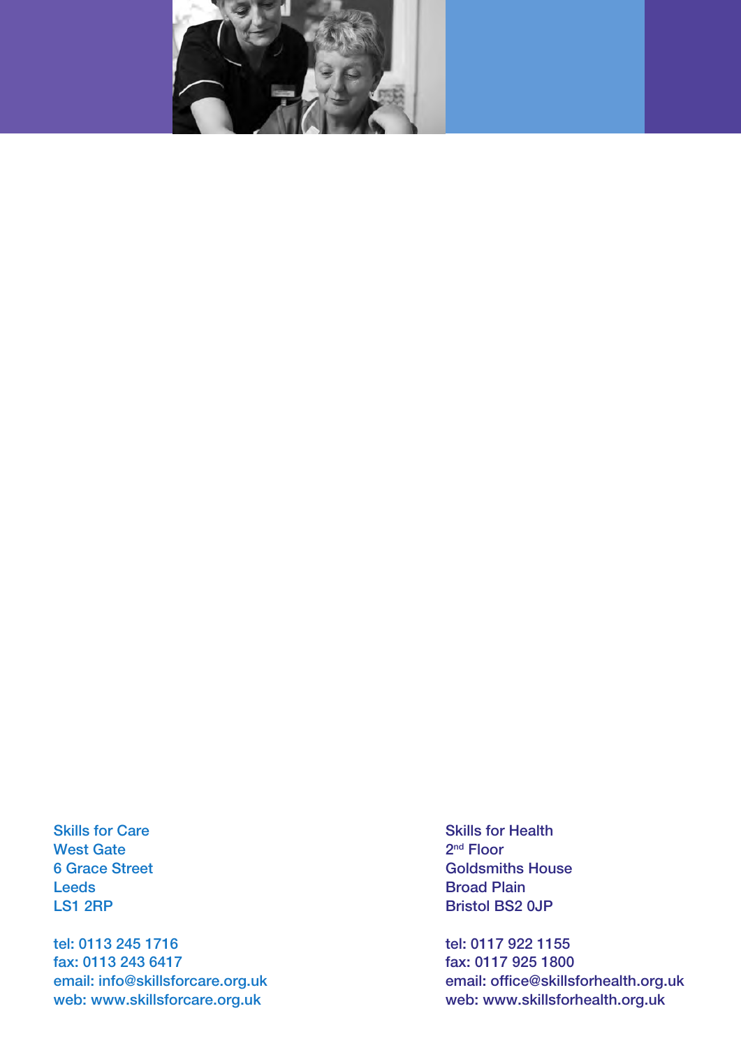Skills for Care
West Gate
6 Grace Street
Leeds
LS1 2RP

tel: 0113 245 1716
fax: 0113 243 6417
email: info@skillsforcare.org.uk
web: www.skillsforcare.org.uk

Skills for Health
2nd Floor
Goldsmiths House
Broad Plain
Bristol BS2 0JP

tel: 0117 922 1155
fax: 0117 925 1800
email: office@skillsforhealth.org.uk
web: www.skillsforhealth.org.uk